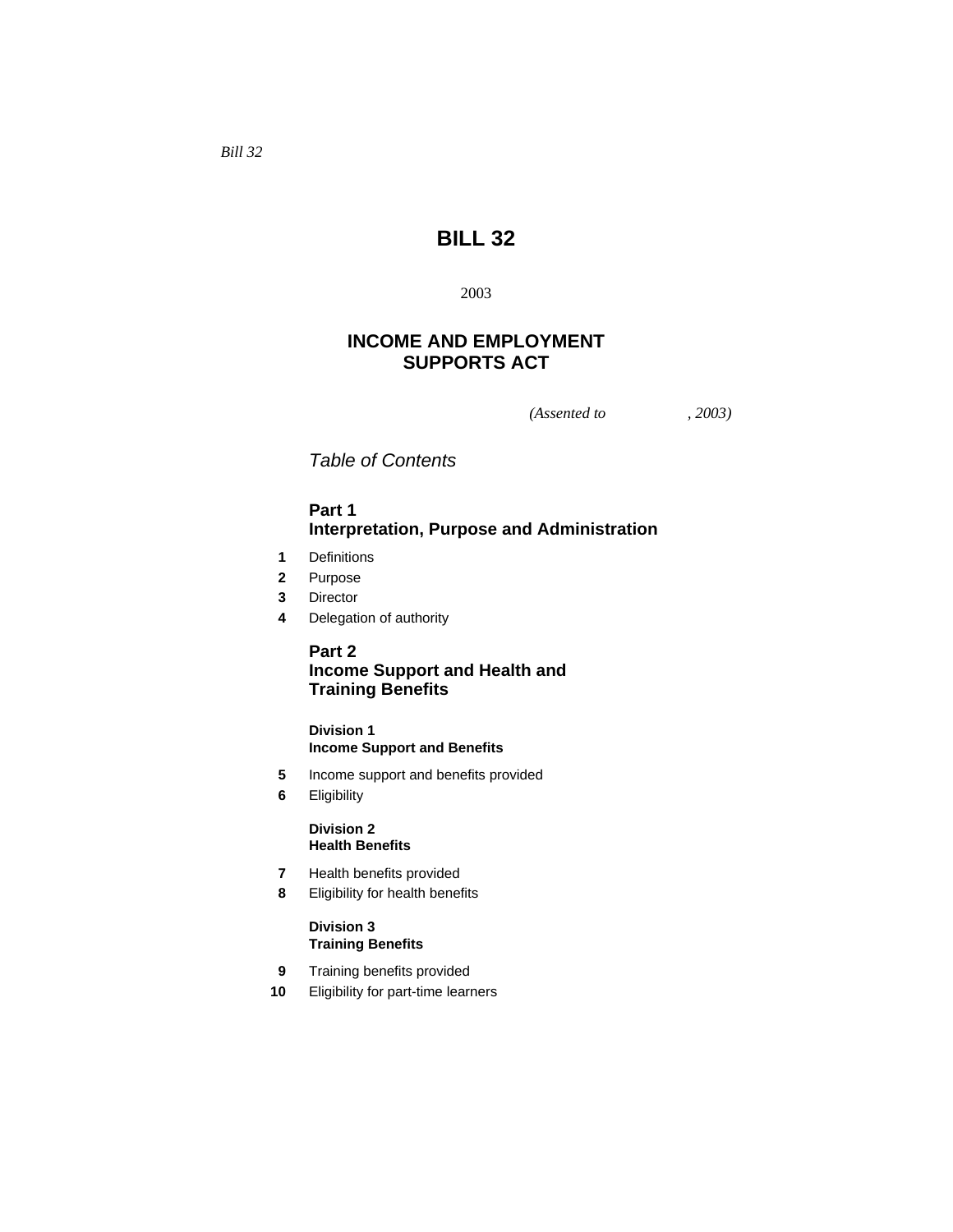*Bill 32*

# BILL 32

2003

## INCOME AND EMPLOYMENT SUPPORTS ACT

*(Assented to , 2003)*

*Table of Contents*

### Part 1
### Interpretation, Purpose and Administration

**1** Definitions

**2** Purpose

**3** Director

**4** Delegation of authority

### Part 2
### Income Support and Health and Training Benefits

#### Division 1
#### Income Support and Benefits

**5** Income support and benefits provided

**6** Eligibility

#### Division 2
#### Health Benefits

**7** Health benefits provided

**8** Eligibility for health benefits

#### Division 3
#### Training Benefits

**9** Training benefits provided

**10** Eligibility for part-time learners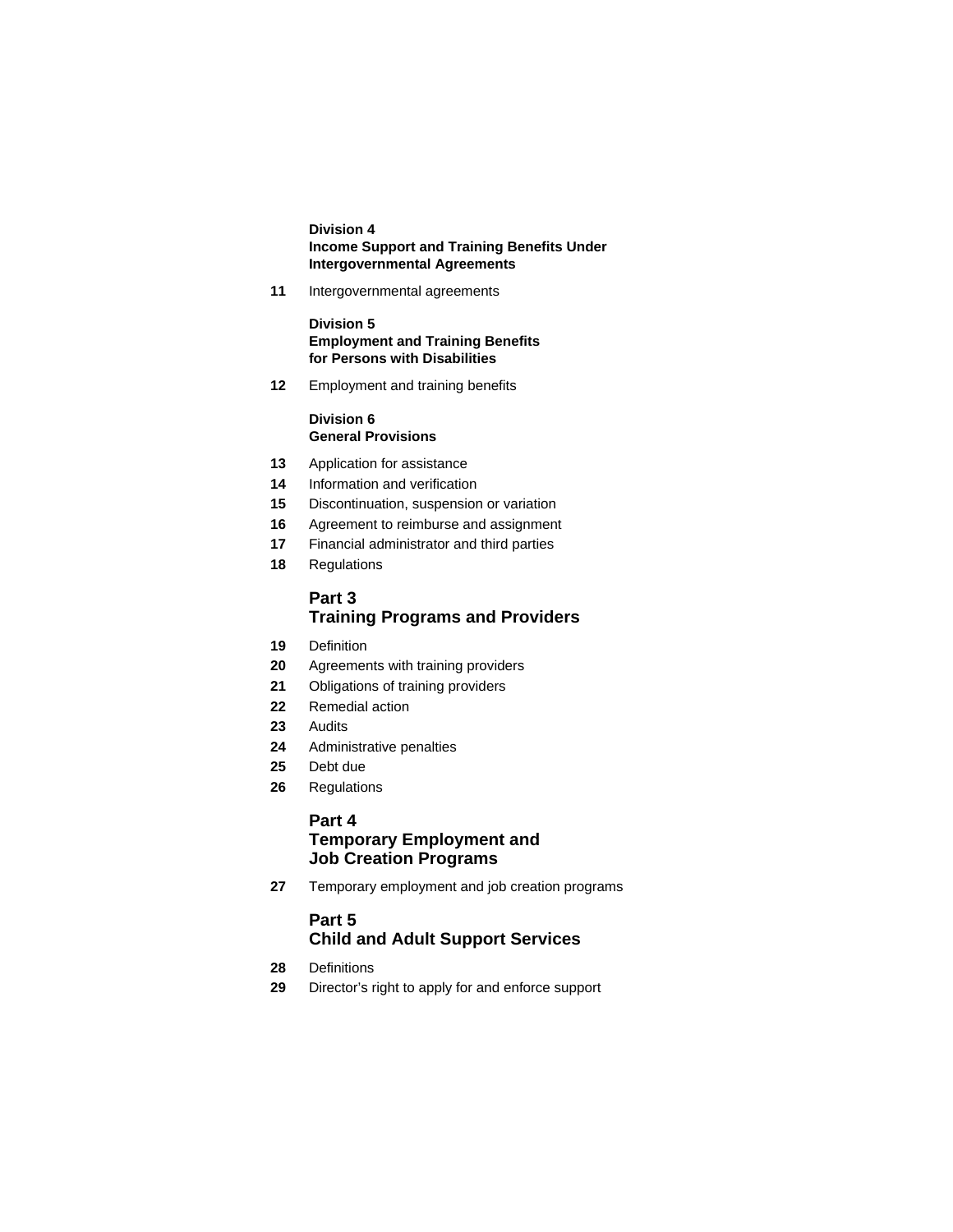**Division 4**
**Income Support and Training Benefits Under Intergovernmental Agreements**

**11** Intergovernmental agreements

**Division 5**
**Employment and Training Benefits for Persons with Disabilities**

**12** Employment and training benefits

**Division 6**
**General Provisions**

**13** Application for assistance
**14** Information and verification
**15** Discontinuation, suspension or variation
**16** Agreement to reimburse and assignment
**17** Financial administrator and third parties
**18** Regulations

## Part 3
## Training Programs and Providers

**19** Definition
**20** Agreements with training providers
**21** Obligations of training providers
**22** Remedial action
**23** Audits
**24** Administrative penalties
**25** Debt due
**26** Regulations

## Part 4
## Temporary Employment and Job Creation Programs

**27** Temporary employment and job creation programs

## Part 5
## Child and Adult Support Services

**28** Definitions
**29** Director's right to apply for and enforce support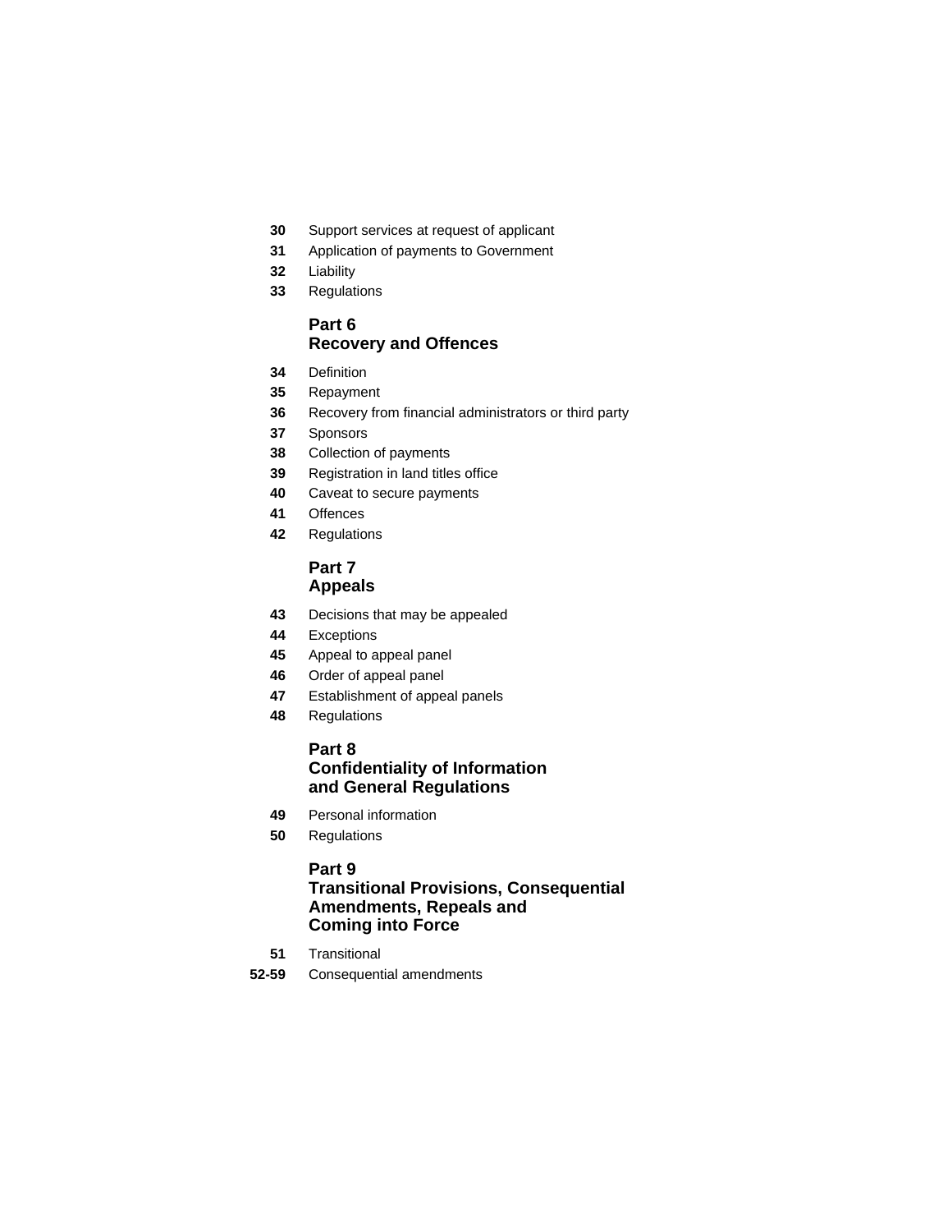**30** Support services at request of applicant
**31** Application of payments to Government
**32** Liability
**33** Regulations

## Part 6
## Recovery and Offences

**34** Definition
**35** Repayment
**36** Recovery from financial administrators or third party
**37** Sponsors
**38** Collection of payments
**39** Registration in land titles office
**40** Caveat to secure payments
**41** Offences
**42** Regulations

## Part 7
## Appeals

**43** Decisions that may be appealed
**44** Exceptions
**45** Appeal to appeal panel
**46** Order of appeal panel
**47** Establishment of appeal panels
**48** Regulations

## Part 8
## Confidentiality of Information and General Regulations

**49** Personal information
**50** Regulations

## Part 9
## Transitional Provisions, Consequential Amendments, Repeals and Coming into Force

**51** Transitional
**52-59** Consequential amendments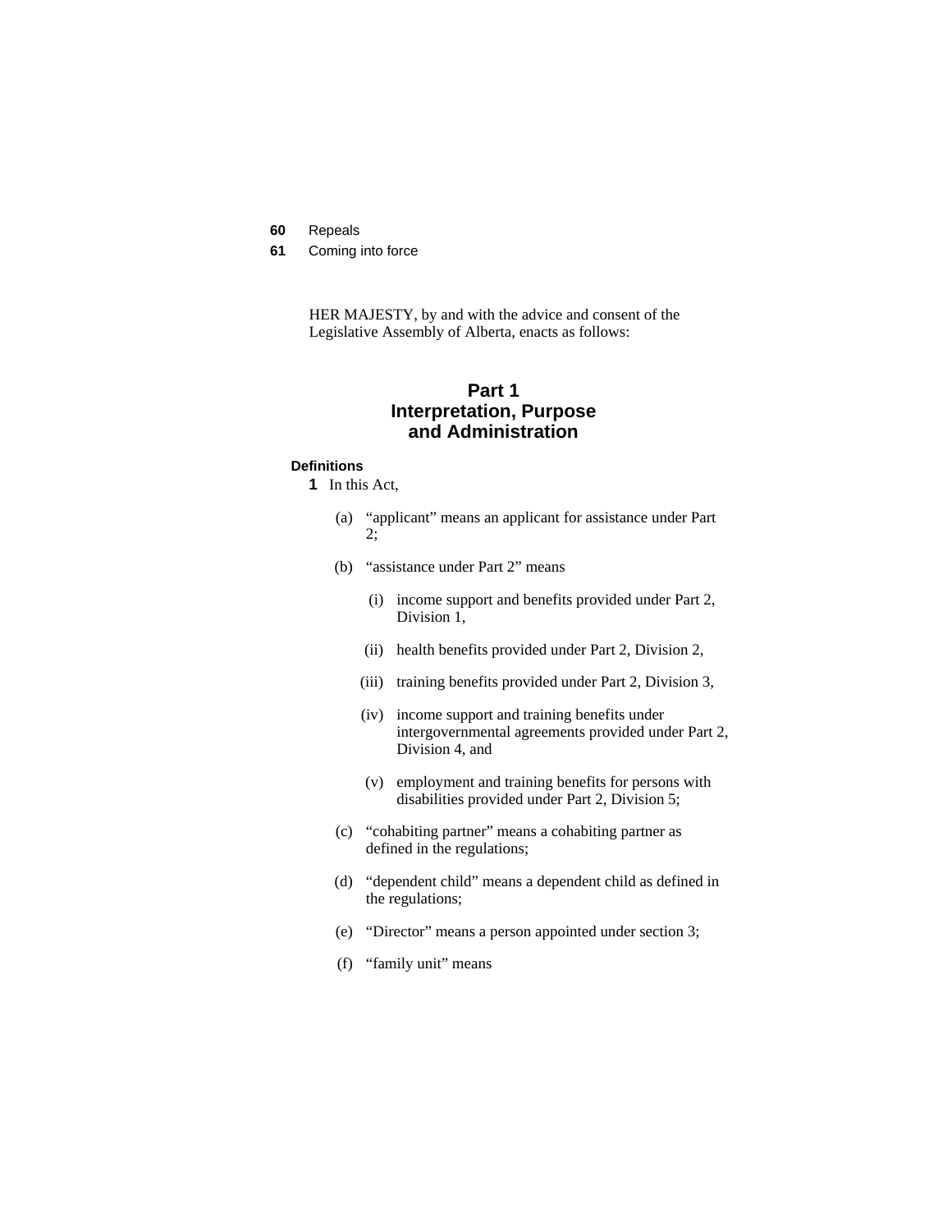**60** Repeals

**61** Coming into force

HER MAJESTY, by and with the advice and consent of the Legislative Assembly of Alberta, enacts as follows:

# Part 1
# Interpretation, Purpose and Administration

**Definitions**

**1** In this Act,

(a) "applicant" means an applicant for assistance under Part 2;

(b) "assistance under Part 2" means

(i) income support and benefits provided under Part 2, Division 1,

(ii) health benefits provided under Part 2, Division 2,

(iii) training benefits provided under Part 2, Division 3,

(iv) income support and training benefits under intergovernmental agreements provided under Part 2, Division 4, and

(v) employment and training benefits for persons with disabilities provided under Part 2, Division 5;

(c) "cohabiting partner" means a cohabiting partner as defined in the regulations;

(d) "dependent child" means a dependent child as defined in the regulations;

(e) "Director" means a person appointed under section 3;

(f) "family unit" means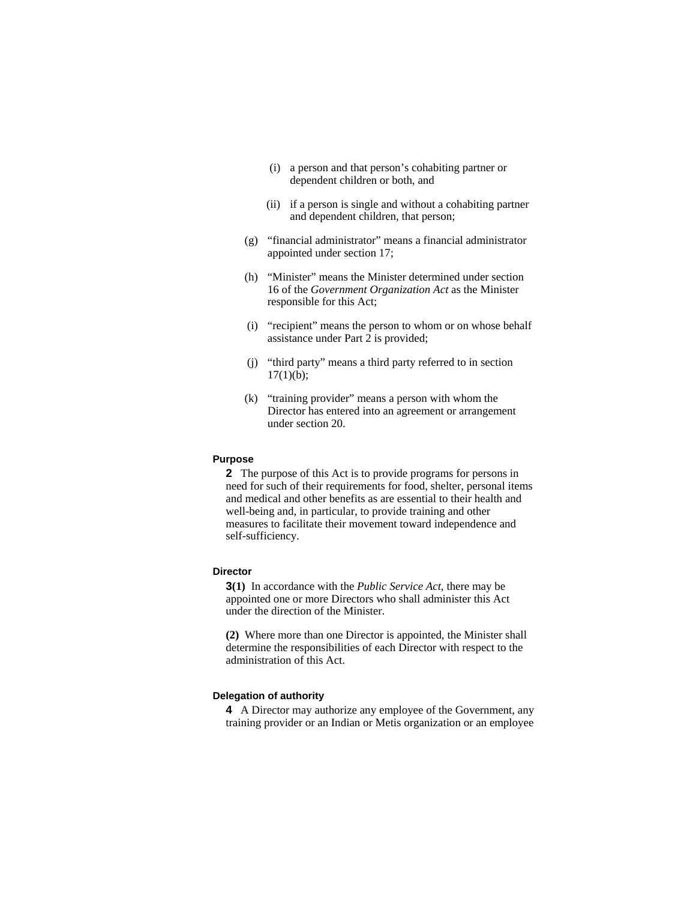(i) a person and that person's cohabiting partner or dependent children or both, and

(ii) if a person is single and without a cohabiting partner and dependent children, that person;

(g) "financial administrator" means a financial administrator appointed under section 17;

(h) "Minister" means the Minister determined under section 16 of the *Government Organization Act* as the Minister responsible for this Act;

(i) "recipient" means the person to whom or on whose behalf assistance under Part 2 is provided;

(j) "third party" means a third party referred to in section 17(1)(b);

(k) "training provider" means a person with whom the Director has entered into an agreement or arrangement under section 20.

**Purpose**

**2** The purpose of this Act is to provide programs for persons in need for such of their requirements for food, shelter, personal items and medical and other benefits as are essential to their health and well-being and, in particular, to provide training and other measures to facilitate their movement toward independence and self-sufficiency.

**Director**

**3(1)** In accordance with the *Public Service Act*, there may be appointed one or more Directors who shall administer this Act under the direction of the Minister.

**(2)** Where more than one Director is appointed, the Minister shall determine the responsibilities of each Director with respect to the administration of this Act.

**Delegation of authority**

**4** A Director may authorize any employee of the Government, any training provider or an Indian or Metis organization or an employee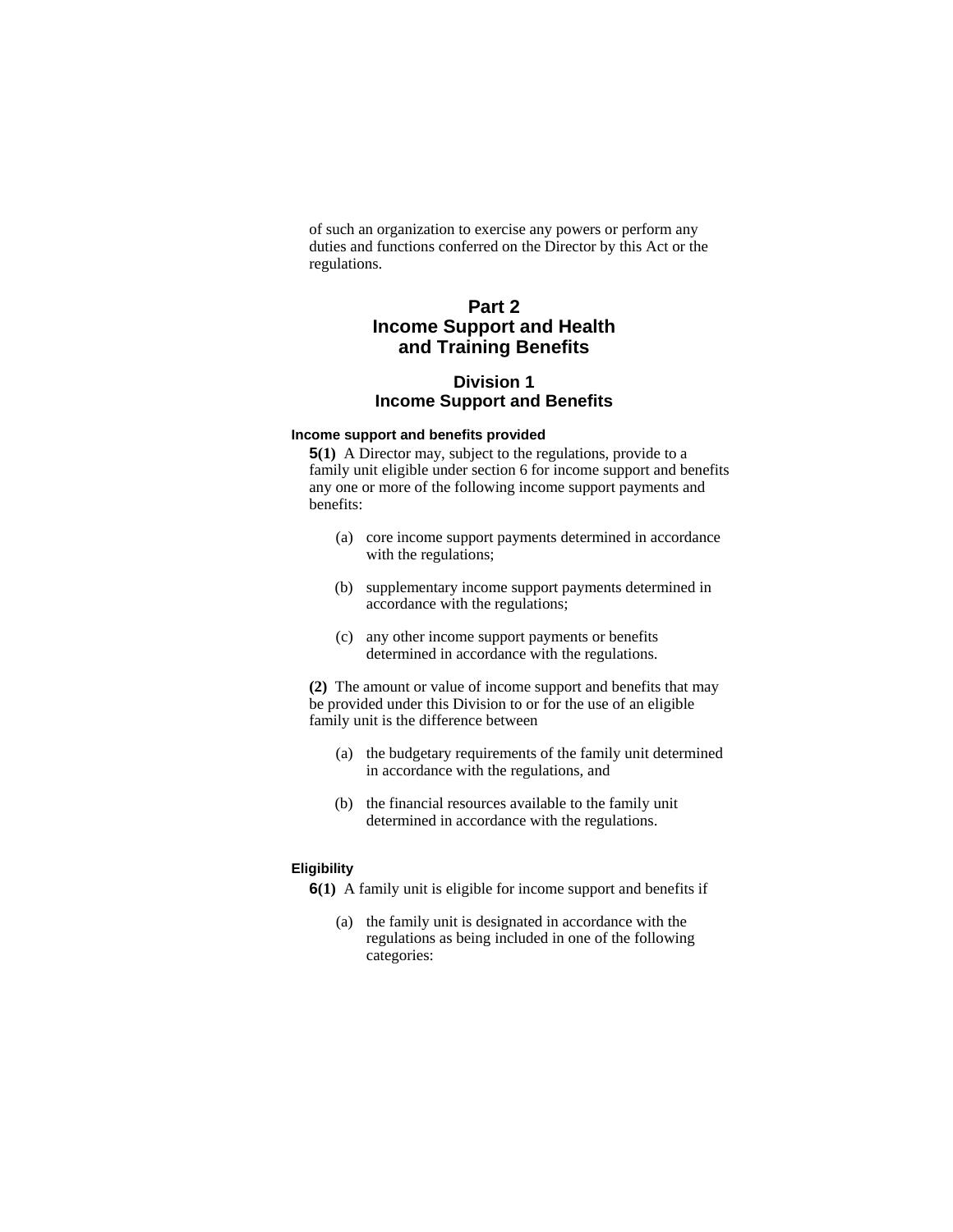of such an organization to exercise any powers or perform any duties and functions conferred on the Director by this Act or the regulations.

# Part 2
# Income Support and Health and Training Benefits

## Division 1
## Income Support and Benefits

### Income support and benefits provided

**5(1)** A Director may, subject to the regulations, provide to a family unit eligible under section 6 for income support and benefits any one or more of the following income support payments and benefits:

- (a) core income support payments determined in accordance with the regulations;
- (b) supplementary income support payments determined in accordance with the regulations;
- (c) any other income support payments or benefits determined in accordance with the regulations.

**(2)** The amount or value of income support and benefits that may be provided under this Division to or for the use of an eligible family unit is the difference between

- (a) the budgetary requirements of the family unit determined in accordance with the regulations, and
- (b) the financial resources available to the family unit determined in accordance with the regulations.

### Eligibility

**6(1)** A family unit is eligible for income support and benefits if

- (a) the family unit is designated in accordance with the regulations as being included in one of the following categories: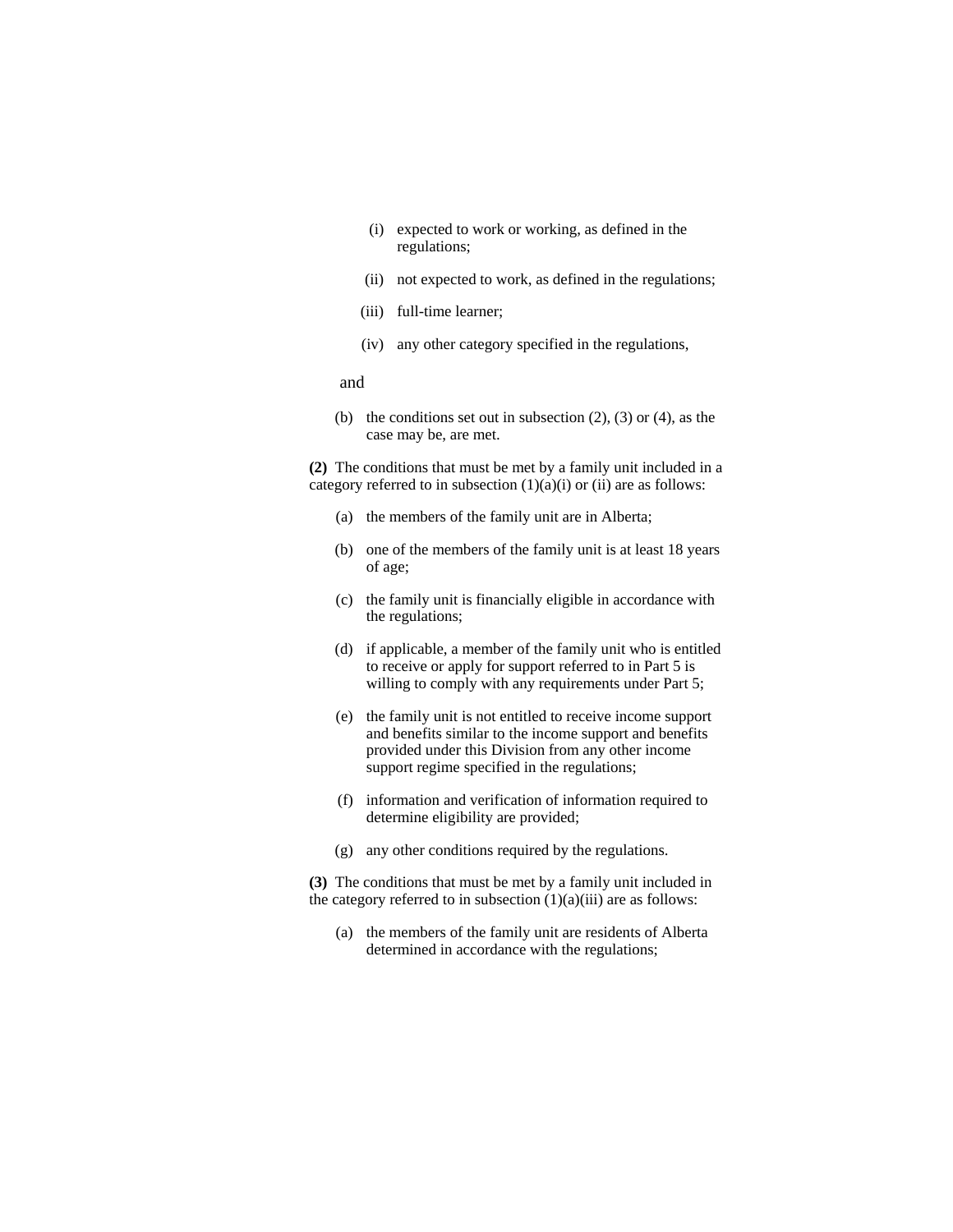(i) expected to work or working, as defined in the regulations;

(ii) not expected to work, as defined in the regulations;

(iii) full-time learner;

(iv) any other category specified in the regulations,

and

(b) the conditions set out in subsection (2), (3) or (4), as the case may be, are met.

**(2)** The conditions that must be met by a family unit included in a category referred to in subsection (1)(a)(i) or (ii) are as follows:

(a) the members of the family unit are in Alberta;

(b) one of the members of the family unit is at least 18 years of age;

(c) the family unit is financially eligible in accordance with the regulations;

(d) if applicable, a member of the family unit who is entitled to receive or apply for support referred to in Part 5 is willing to comply with any requirements under Part 5;

(e) the family unit is not entitled to receive income support and benefits similar to the income support and benefits provided under this Division from any other income support regime specified in the regulations;

(f) information and verification of information required to determine eligibility are provided;

(g) any other conditions required by the regulations.

**(3)** The conditions that must be met by a family unit included in the category referred to in subsection (1)(a)(iii) are as follows:

(a) the members of the family unit are residents of Alberta determined in accordance with the regulations;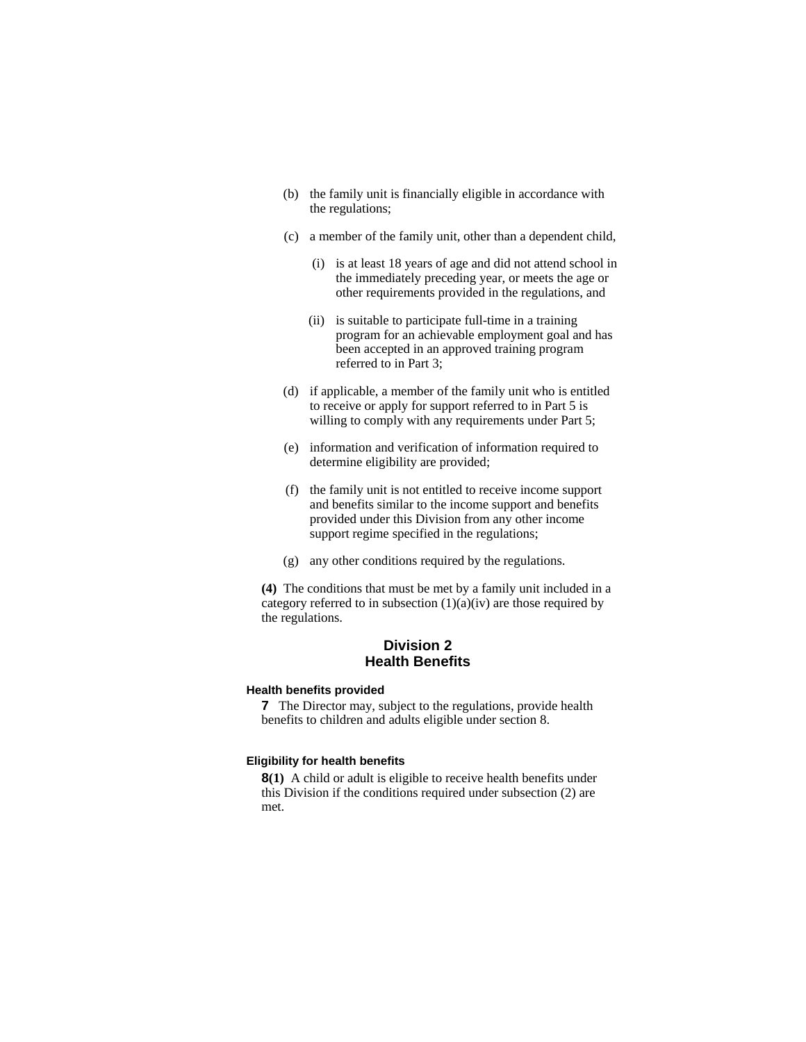(b) the family unit is financially eligible in accordance with the regulations;

(c) a member of the family unit, other than a dependent child,

  (i) is at least 18 years of age and did not attend school in the immediately preceding year, or meets the age or other requirements provided in the regulations, and

  (ii) is suitable to participate full-time in a training program for an achievable employment goal and has been accepted in an approved training program referred to in Part 3;

(d) if applicable, a member of the family unit who is entitled to receive or apply for support referred to in Part 5 is willing to comply with any requirements under Part 5;

(e) information and verification of information required to determine eligibility are provided;

(f) the family unit is not entitled to receive income support and benefits similar to the income support and benefits provided under this Division from any other income support regime specified in the regulations;

(g) any other conditions required by the regulations.

**(4)** The conditions that must be met by a family unit included in a category referred to in subsection (1)(a)(iv) are those required by the regulations.

## Division 2
## Health Benefits

#### Health benefits provided

**7** The Director may, subject to the regulations, provide health benefits to children and adults eligible under section 8.

#### Eligibility for health benefits

**8(1)** A child or adult is eligible to receive health benefits under this Division if the conditions required under subsection (2) are met.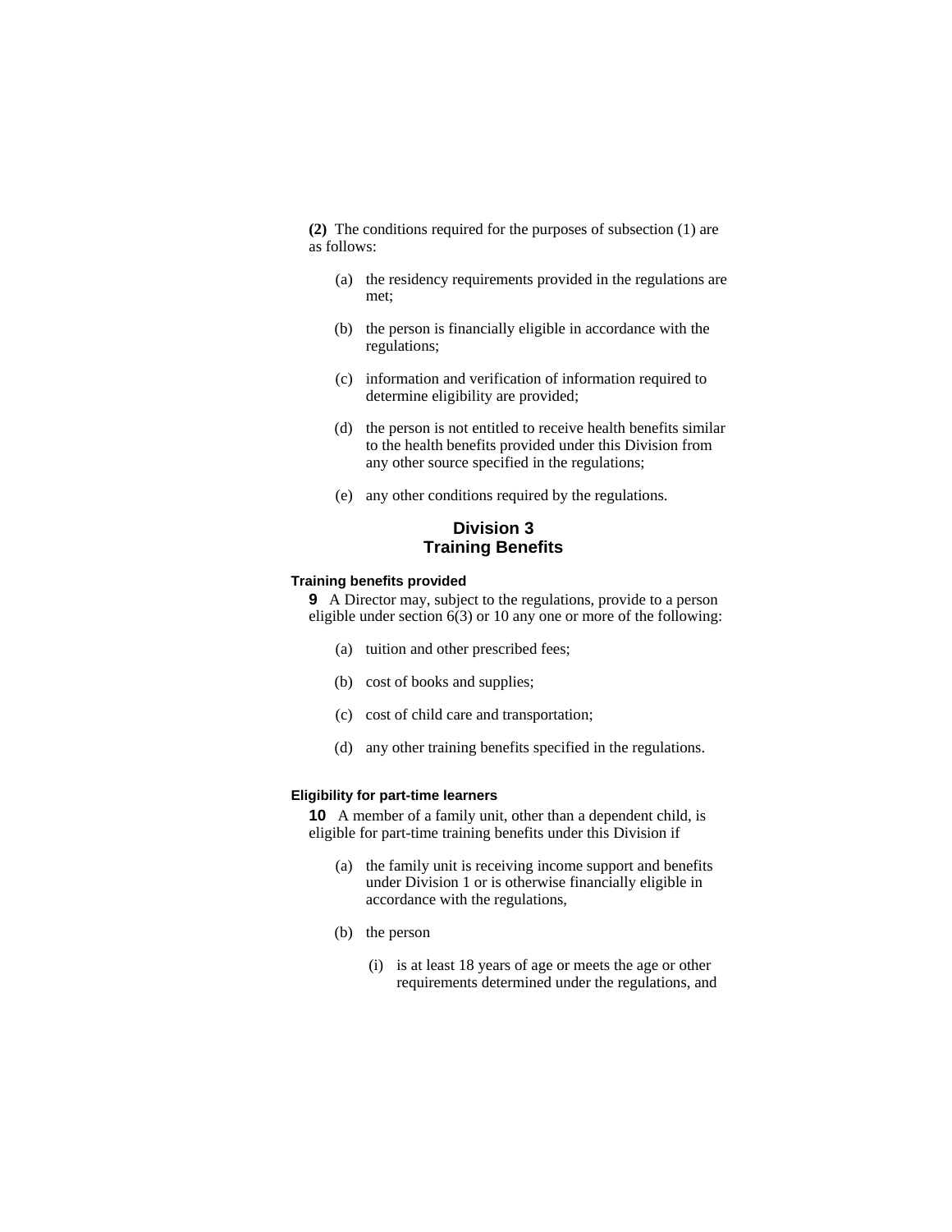**(2)** The conditions required for the purposes of subsection (1) are as follows:

- (a) the residency requirements provided in the regulations are met;
- (b) the person is financially eligible in accordance with the regulations;
- (c) information and verification of information required to determine eligibility are provided;
- (d) the person is not entitled to receive health benefits similar to the health benefits provided under this Division from any other source specified in the regulations;
- (e) any other conditions required by the regulations.

## Division 3
## Training Benefits

#### Training benefits provided

**9** A Director may, subject to the regulations, provide to a person eligible under section 6(3) or 10 any one or more of the following:

- (a) tuition and other prescribed fees;
- (b) cost of books and supplies;
- (c) cost of child care and transportation;
- (d) any other training benefits specified in the regulations.

#### Eligibility for part-time learners

**10** A member of a family unit, other than a dependent child, is eligible for part-time training benefits under this Division if

- (a) the family unit is receiving income support and benefits under Division 1 or is otherwise financially eligible in accordance with the regulations,
- (b) the person
  - (i) is at least 18 years of age or meets the age or other requirements determined under the regulations, and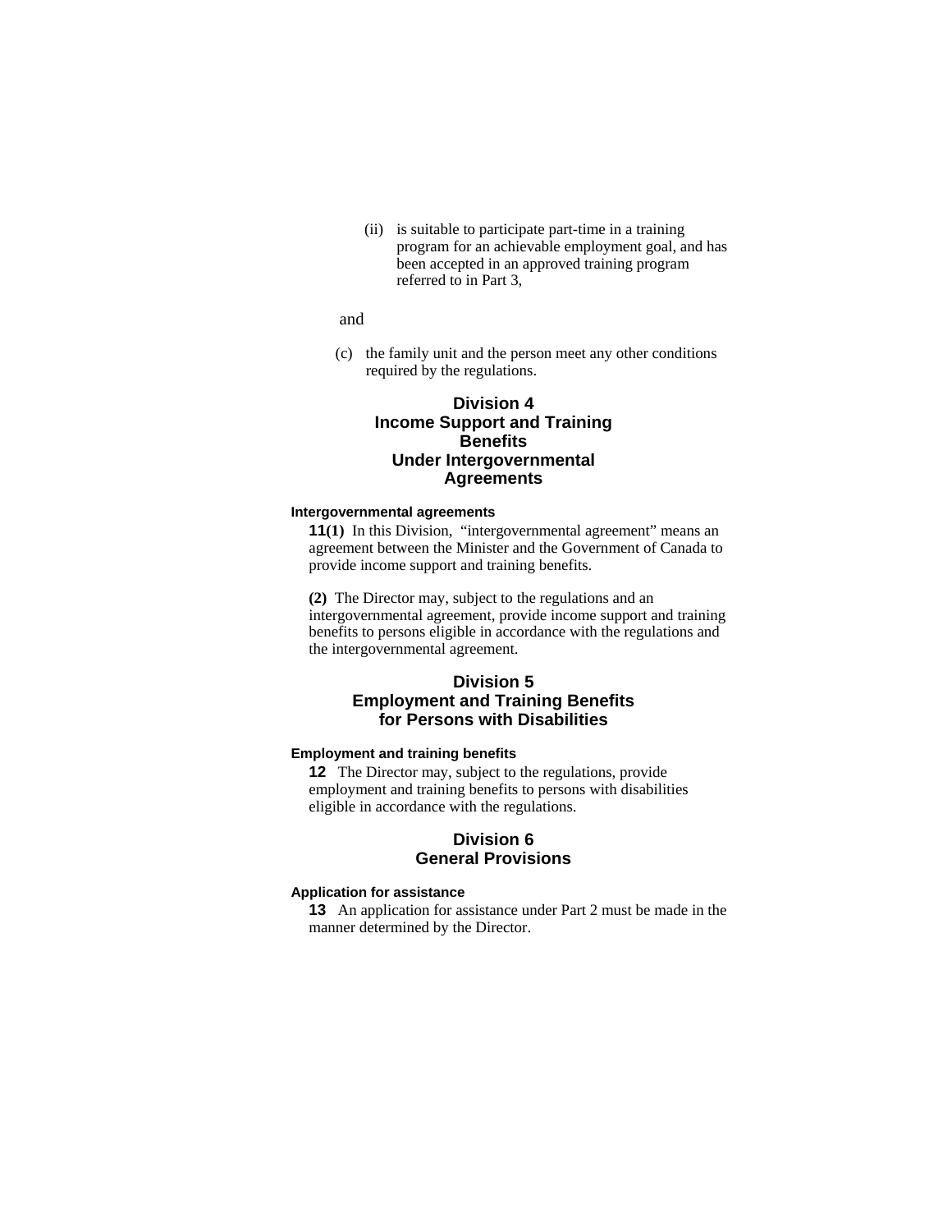(ii) is suitable to participate part-time in a training program for an achievable employment goal, and has been accepted in an approved training program referred to in Part 3,

and

(c) the family unit and the person meet any other conditions required by the regulations.

## Division 4
## Income Support and Training Benefits Under Intergovernmental Agreements

**Intergovernmental agreements**

**11(1)** In this Division, "intergovernmental agreement" means an agreement between the Minister and the Government of Canada to provide income support and training benefits.

**(2)** The Director may, subject to the regulations and an intergovernmental agreement, provide income support and training benefits to persons eligible in accordance with the regulations and the intergovernmental agreement.

## Division 5
## Employment and Training Benefits for Persons with Disabilities

**Employment and training benefits**

**12** The Director may, subject to the regulations, provide employment and training benefits to persons with disabilities eligible in accordance with the regulations.

## Division 6
## General Provisions

**Application for assistance**

**13** An application for assistance under Part 2 must be made in the manner determined by the Director.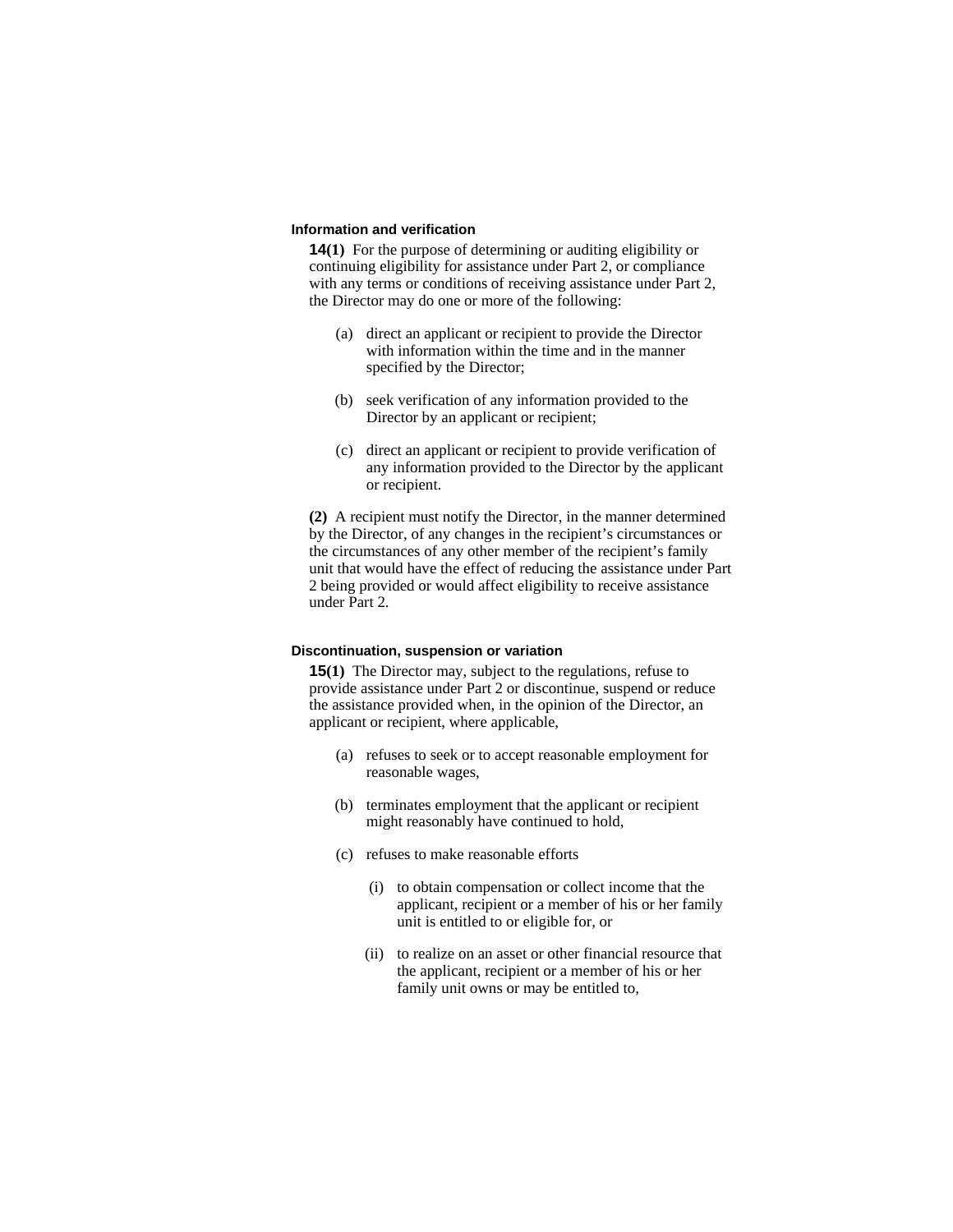### Information and verification

**14(1)** For the purpose of determining or auditing eligibility or continuing eligibility for assistance under Part 2, or compliance with any terms or conditions of receiving assistance under Part 2, the Director may do one or more of the following:

(a) direct an applicant or recipient to provide the Director with information within the time and in the manner specified by the Director;

(b) seek verification of any information provided to the Director by an applicant or recipient;

(c) direct an applicant or recipient to provide verification of any information provided to the Director by the applicant or recipient.

**(2)** A recipient must notify the Director, in the manner determined by the Director, of any changes in the recipient's circumstances or the circumstances of any other member of the recipient's family unit that would have the effect of reducing the assistance under Part 2 being provided or would affect eligibility to receive assistance under Part 2.

### Discontinuation, suspension or variation

**15(1)** The Director may, subject to the regulations, refuse to provide assistance under Part 2 or discontinue, suspend or reduce the assistance provided when, in the opinion of the Director, an applicant or recipient, where applicable,

(a) refuses to seek or to accept reasonable employment for reasonable wages,

(b) terminates employment that the applicant or recipient might reasonably have continued to hold,

(c) refuses to make reasonable efforts

(i) to obtain compensation or collect income that the applicant, recipient or a member of his or her family unit is entitled to or eligible for, or

(ii) to realize on an asset or other financial resource that the applicant, recipient or a member of his or her family unit owns or may be entitled to,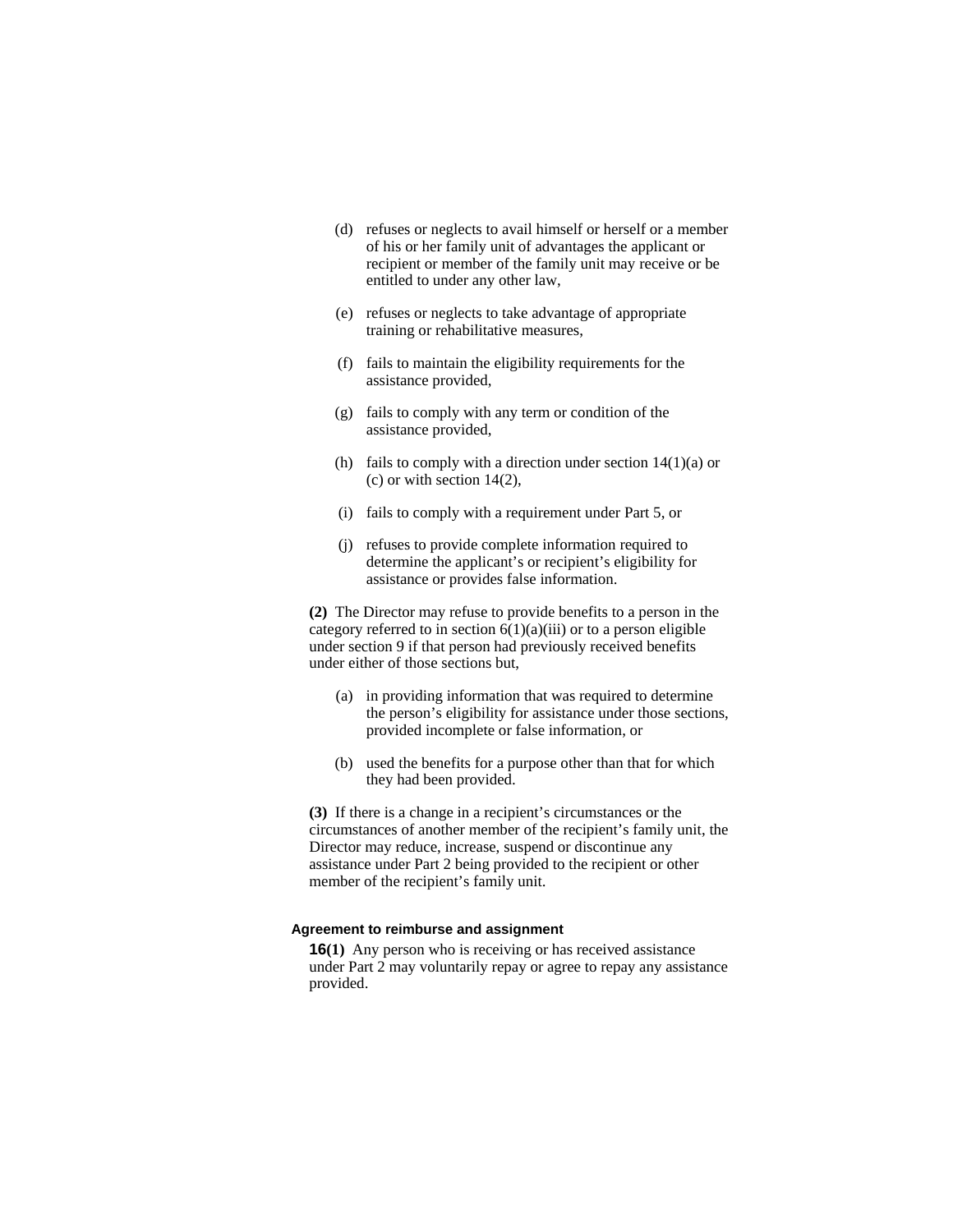(d) refuses or neglects to avail himself or herself or a member of his or her family unit of advantages the applicant or recipient or member of the family unit may receive or be entitled to under any other law,

(e) refuses or neglects to take advantage of appropriate training or rehabilitative measures,

(f) fails to maintain the eligibility requirements for the assistance provided,

(g) fails to comply with any term or condition of the assistance provided,

(h) fails to comply with a direction under section 14(1)(a) or (c) or with section 14(2),

(i) fails to comply with a requirement under Part 5, or

(j) refuses to provide complete information required to determine the applicant's or recipient's eligibility for assistance or provides false information.

**(2)** The Director may refuse to provide benefits to a person in the category referred to in section 6(1)(a)(iii) or to a person eligible under section 9 if that person had previously received benefits under either of those sections but,

(a) in providing information that was required to determine the person's eligibility for assistance under those sections, provided incomplete or false information, or

(b) used the benefits for a purpose other than that for which they had been provided.

**(3)** If there is a change in a recipient's circumstances or the circumstances of another member of the recipient's family unit, the Director may reduce, increase, suspend or discontinue any assistance under Part 2 being provided to the recipient or other member of the recipient's family unit.

**Agreement to reimburse and assignment**

**16(1)** Any person who is receiving or has received assistance under Part 2 may voluntarily repay or agree to repay any assistance provided.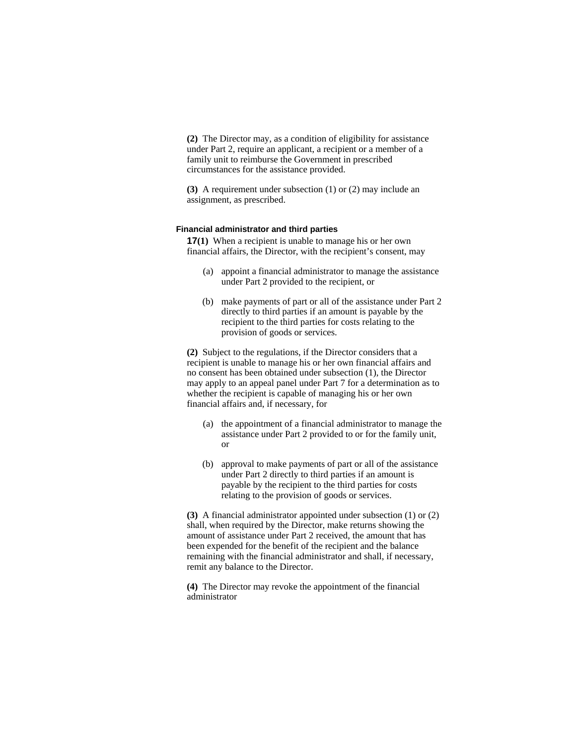**(2)** The Director may, as a condition of eligibility for assistance under Part 2, require an applicant, a recipient or a member of a family unit to reimburse the Government in prescribed circumstances for the assistance provided.

**(3)** A requirement under subsection (1) or (2) may include an assignment, as prescribed.

#### Financial administrator and third parties

**17(1)** When a recipient is unable to manage his or her own financial affairs, the Director, with the recipient's consent, may

(a) appoint a financial administrator to manage the assistance under Part 2 provided to the recipient, or

(b) make payments of part or all of the assistance under Part 2 directly to third parties if an amount is payable by the recipient to the third parties for costs relating to the provision of goods or services.

**(2)** Subject to the regulations, if the Director considers that a recipient is unable to manage his or her own financial affairs and no consent has been obtained under subsection (1), the Director may apply to an appeal panel under Part 7 for a determination as to whether the recipient is capable of managing his or her own financial affairs and, if necessary, for

(a) the appointment of a financial administrator to manage the assistance under Part 2 provided to or for the family unit, or

(b) approval to make payments of part or all of the assistance under Part 2 directly to third parties if an amount is payable by the recipient to the third parties for costs relating to the provision of goods or services.

**(3)** A financial administrator appointed under subsection (1) or (2) shall, when required by the Director, make returns showing the amount of assistance under Part 2 received, the amount that has been expended for the benefit of the recipient and the balance remaining with the financial administrator and shall, if necessary, remit any balance to the Director.

**(4)** The Director may revoke the appointment of the financial administrator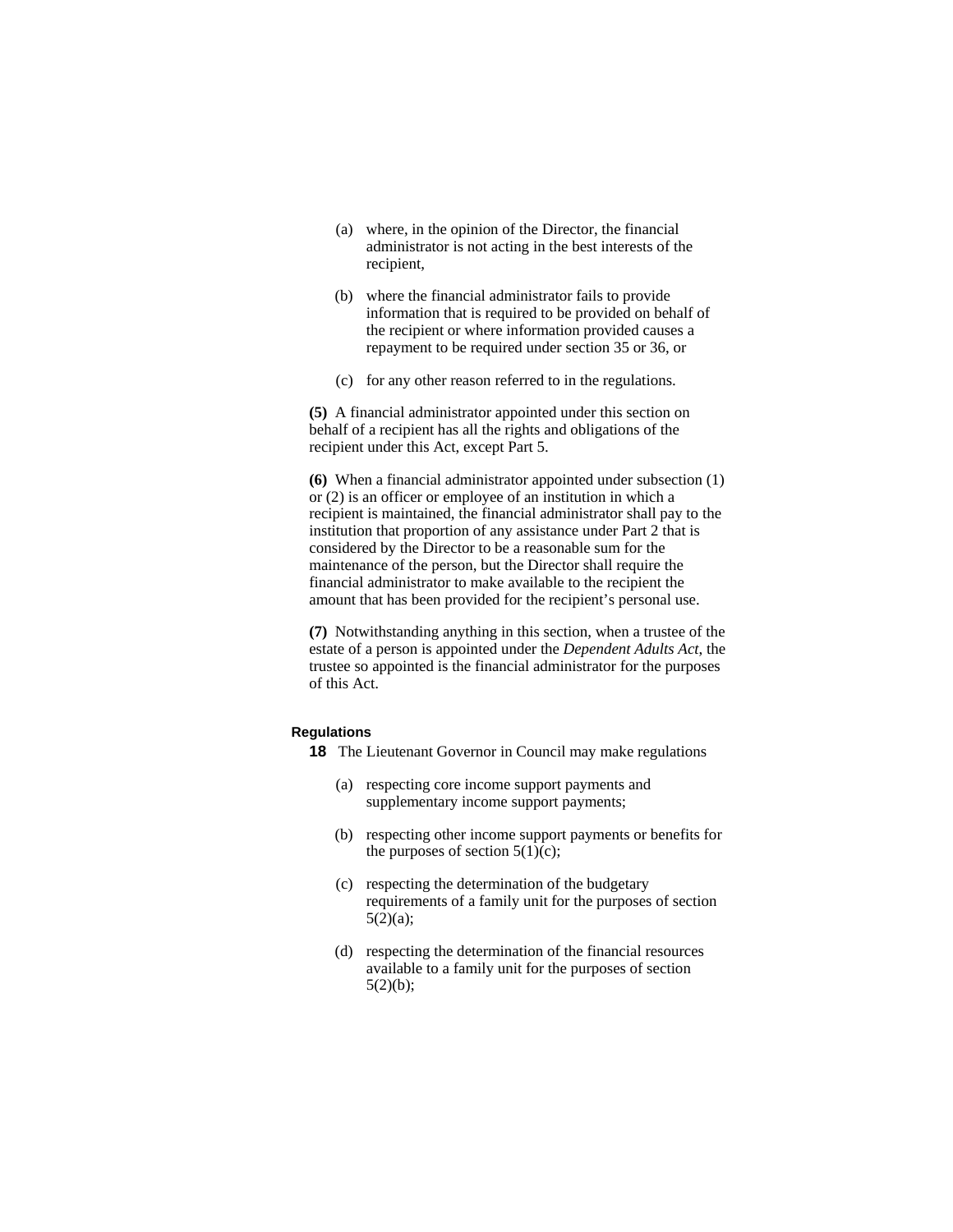(a) where, in the opinion of the Director, the financial administrator is not acting in the best interests of the recipient,

(b) where the financial administrator fails to provide information that is required to be provided on behalf of the recipient or where information provided causes a repayment to be required under section 35 or 36, or

(c) for any other reason referred to in the regulations.

**(5)** A financial administrator appointed under this section on behalf of a recipient has all the rights and obligations of the recipient under this Act, except Part 5.

**(6)** When a financial administrator appointed under subsection (1) or (2) is an officer or employee of an institution in which a recipient is maintained, the financial administrator shall pay to the institution that proportion of any assistance under Part 2 that is considered by the Director to be a reasonable sum for the maintenance of the person, but the Director shall require the financial administrator to make available to the recipient the amount that has been provided for the recipient's personal use.

**(7)** Notwithstanding anything in this section, when a trustee of the estate of a person is appointed under the *Dependent Adults Act*, the trustee so appointed is the financial administrator for the purposes of this Act.

#### Regulations

**18** The Lieutenant Governor in Council may make regulations

(a) respecting core income support payments and supplementary income support payments;

(b) respecting other income support payments or benefits for the purposes of section 5(1)(c);

(c) respecting the determination of the budgetary requirements of a family unit for the purposes of section 5(2)(a);

(d) respecting the determination of the financial resources available to a family unit for the purposes of section 5(2)(b);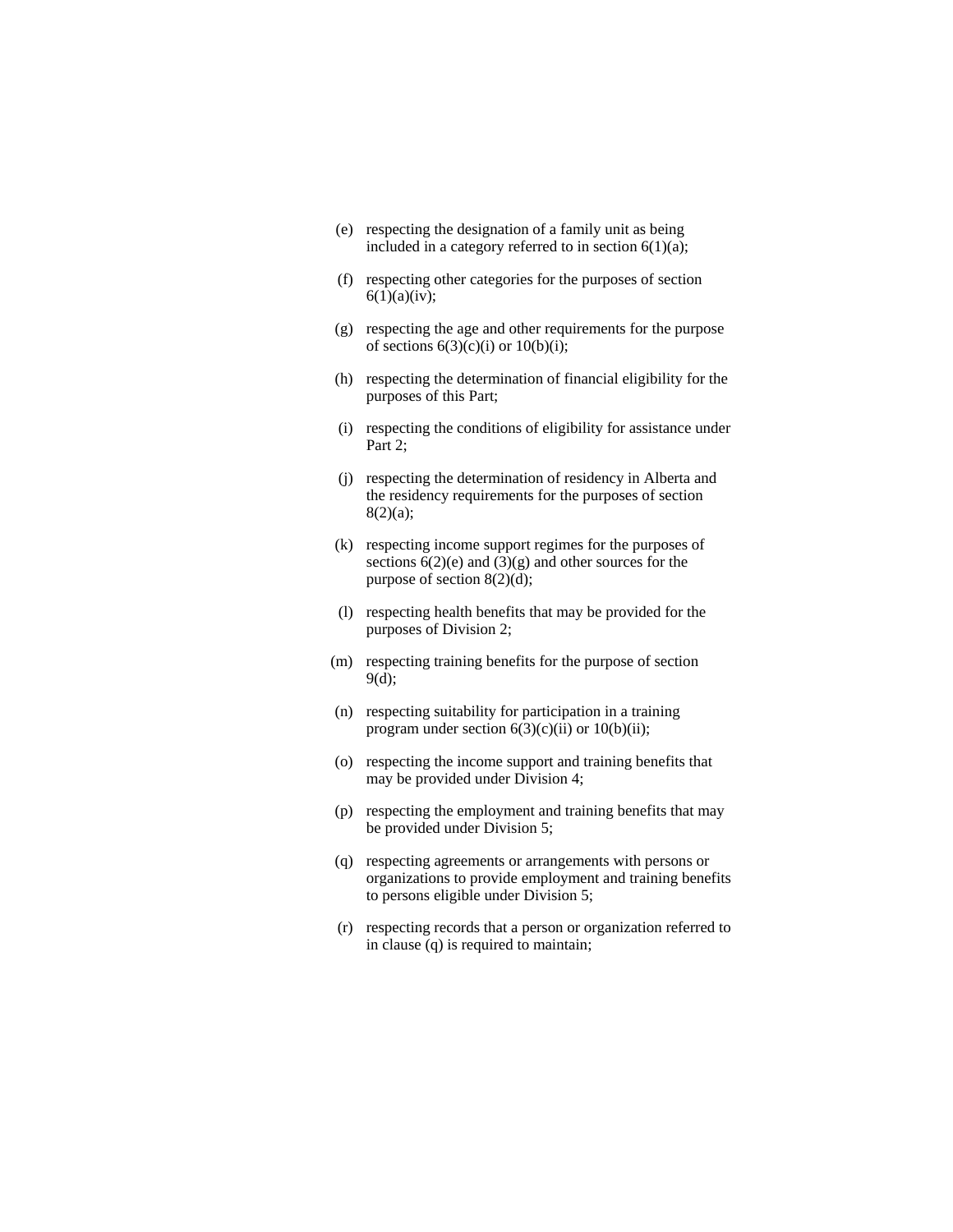(e) respecting the designation of a family unit as being included in a category referred to in section 6(1)(a);

(f) respecting other categories for the purposes of section 6(1)(a)(iv);

(g) respecting the age and other requirements for the purpose of sections 6(3)(c)(i) or 10(b)(i);

(h) respecting the determination of financial eligibility for the purposes of this Part;

(i) respecting the conditions of eligibility for assistance under Part 2;

(j) respecting the determination of residency in Alberta and the residency requirements for the purposes of section 8(2)(a);

(k) respecting income support regimes for the purposes of sections 6(2)(e) and (3)(g) and other sources for the purpose of section 8(2)(d);

(l) respecting health benefits that may be provided for the purposes of Division 2;

(m) respecting training benefits for the purpose of section 9(d);

(n) respecting suitability for participation in a training program under section 6(3)(c)(ii) or 10(b)(ii);

(o) respecting the income support and training benefits that may be provided under Division 4;

(p) respecting the employment and training benefits that may be provided under Division 5;

(q) respecting agreements or arrangements with persons or organizations to provide employment and training benefits to persons eligible under Division 5;

(r) respecting records that a person or organization referred to in clause (q) is required to maintain;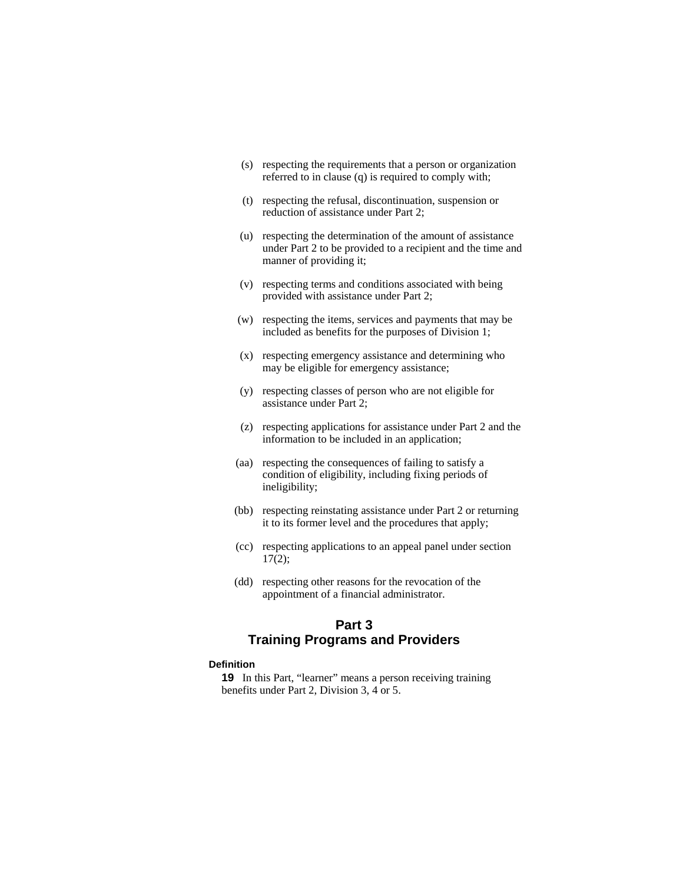(s) respecting the requirements that a person or organization referred to in clause (q) is required to comply with;

(t) respecting the refusal, discontinuation, suspension or reduction of assistance under Part 2;

(u) respecting the determination of the amount of assistance under Part 2 to be provided to a recipient and the time and manner of providing it;

(v) respecting terms and conditions associated with being provided with assistance under Part 2;

(w) respecting the items, services and payments that may be included as benefits for the purposes of Division 1;

(x) respecting emergency assistance and determining who may be eligible for emergency assistance;

(y) respecting classes of person who are not eligible for assistance under Part 2;

(z) respecting applications for assistance under Part 2 and the information to be included in an application;

(aa) respecting the consequences of failing to satisfy a condition of eligibility, including fixing periods of ineligibility;

(bb) respecting reinstating assistance under Part 2 or returning it to its former level and the procedures that apply;

(cc) respecting applications to an appeal panel under section 17(2);

(dd) respecting other reasons for the revocation of the appointment of a financial administrator.

## Part 3
## Training Programs and Providers

**Definition**

**19** In this Part, “learner” means a person receiving training benefits under Part 2, Division 3, 4 or 5.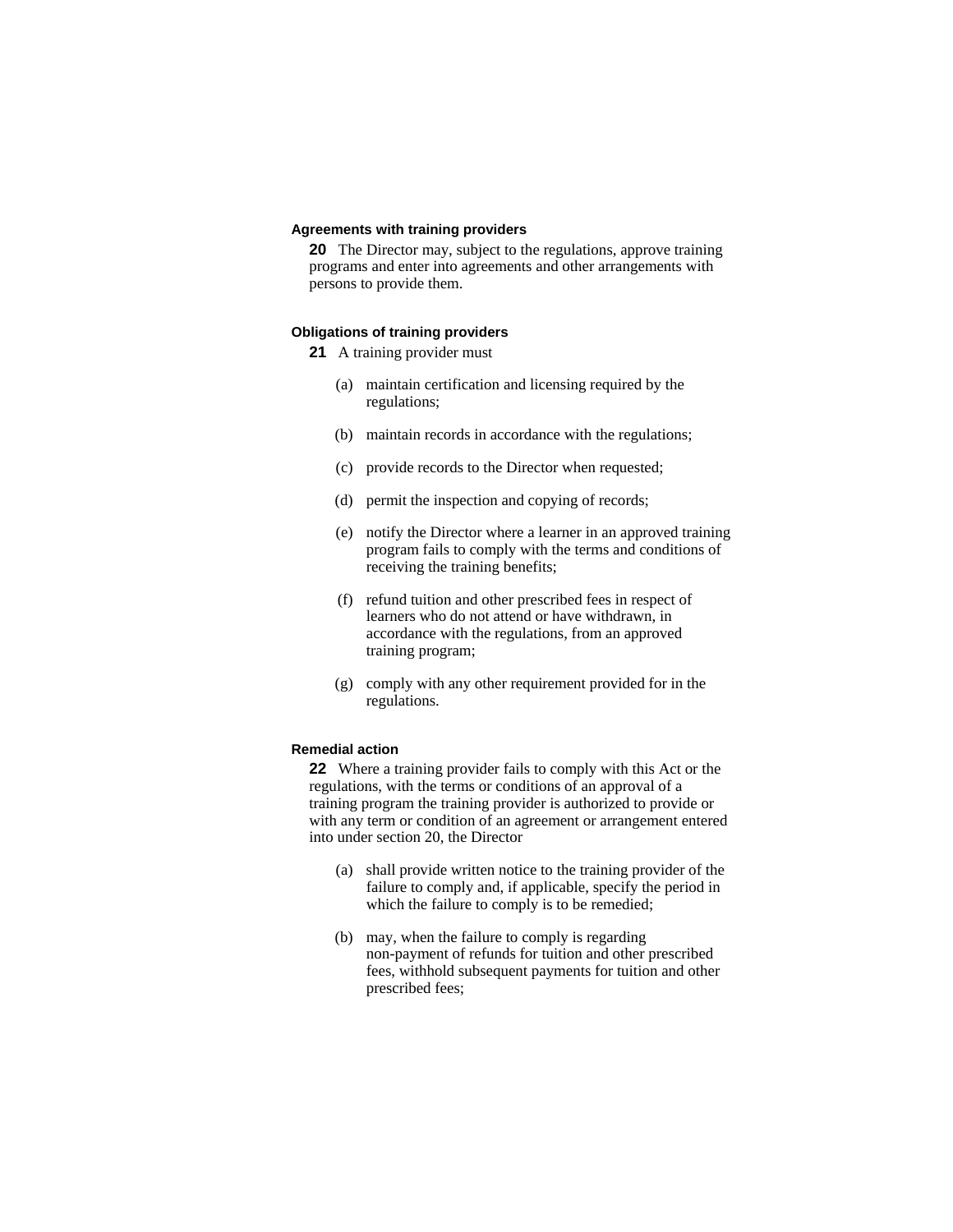### Agreements with training providers

**20** The Director may, subject to the regulations, approve training programs and enter into agreements and other arrangements with persons to provide them.

### Obligations of training providers

**21** A training provider must

(a) maintain certification and licensing required by the regulations;

(b) maintain records in accordance with the regulations;

(c) provide records to the Director when requested;

(d) permit the inspection and copying of records;

(e) notify the Director where a learner in an approved training program fails to comply with the terms and conditions of receiving the training benefits;

(f) refund tuition and other prescribed fees in respect of learners who do not attend or have withdrawn, in accordance with the regulations, from an approved training program;

(g) comply with any other requirement provided for in the regulations.

### Remedial action

**22** Where a training provider fails to comply with this Act or the regulations, with the terms or conditions of an approval of a training program the training provider is authorized to provide or with any term or condition of an agreement or arrangement entered into under section 20, the Director

(a) shall provide written notice to the training provider of the failure to comply and, if applicable, specify the period in which the failure to comply is to be remedied;

(b) may, when the failure to comply is regarding non-payment of refunds for tuition and other prescribed fees, withhold subsequent payments for tuition and other prescribed fees;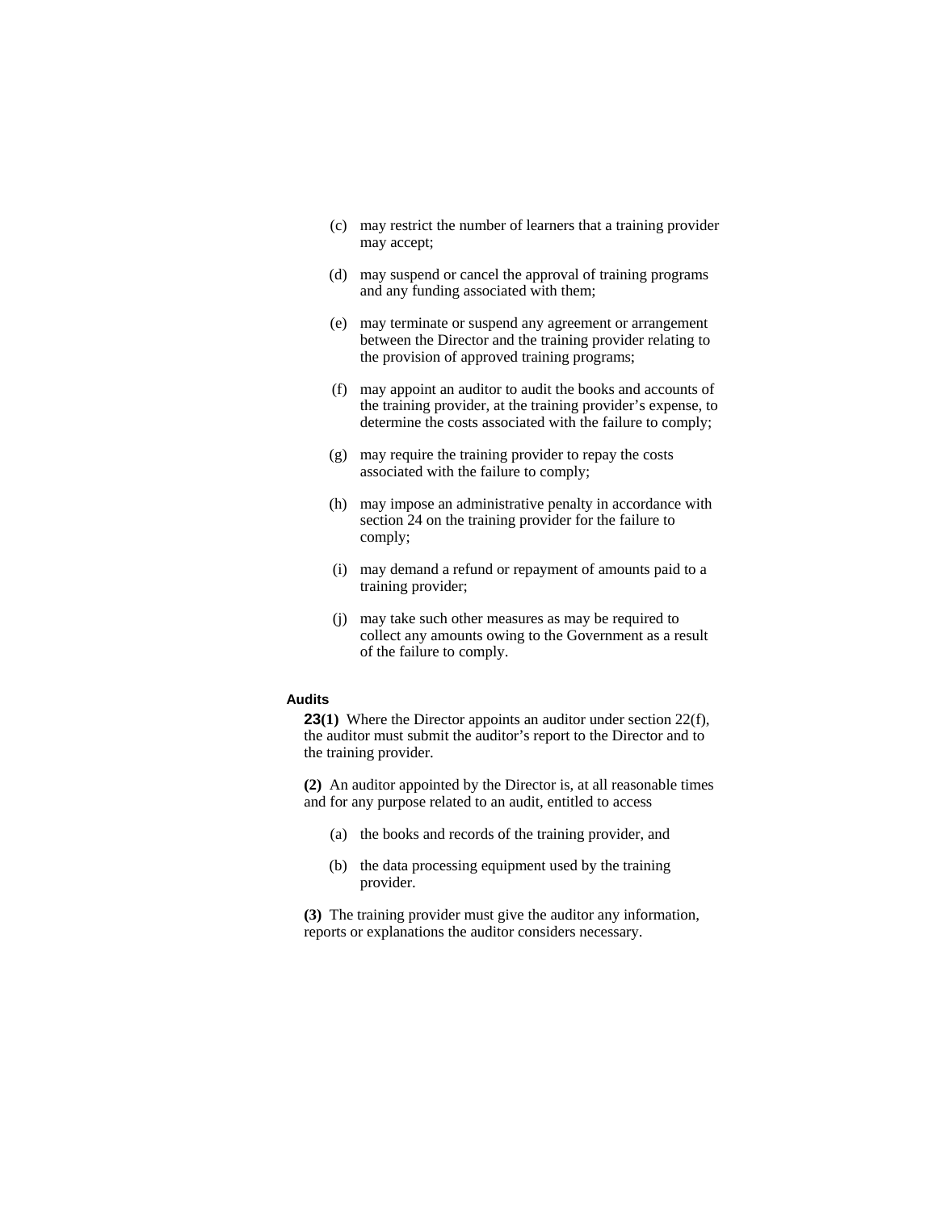(c) may restrict the number of learners that a training provider may accept;

(d) may suspend or cancel the approval of training programs and any funding associated with them;

(e) may terminate or suspend any agreement or arrangement between the Director and the training provider relating to the provision of approved training programs;

(f) may appoint an auditor to audit the books and accounts of the training provider, at the training provider's expense, to determine the costs associated with the failure to comply;

(g) may require the training provider to repay the costs associated with the failure to comply;

(h) may impose an administrative penalty in accordance with section 24 on the training provider for the failure to comply;

(i) may demand a refund or repayment of amounts paid to a training provider;

(j) may take such other measures as may be required to collect any amounts owing to the Government as a result of the failure to comply.

**Audits**

**23(1)** Where the Director appoints an auditor under section 22(f), the auditor must submit the auditor's report to the Director and to the training provider.

**(2)** An auditor appointed by the Director is, at all reasonable times and for any purpose related to an audit, entitled to access

(a) the books and records of the training provider, and

(b) the data processing equipment used by the training provider.

**(3)** The training provider must give the auditor any information, reports or explanations the auditor considers necessary.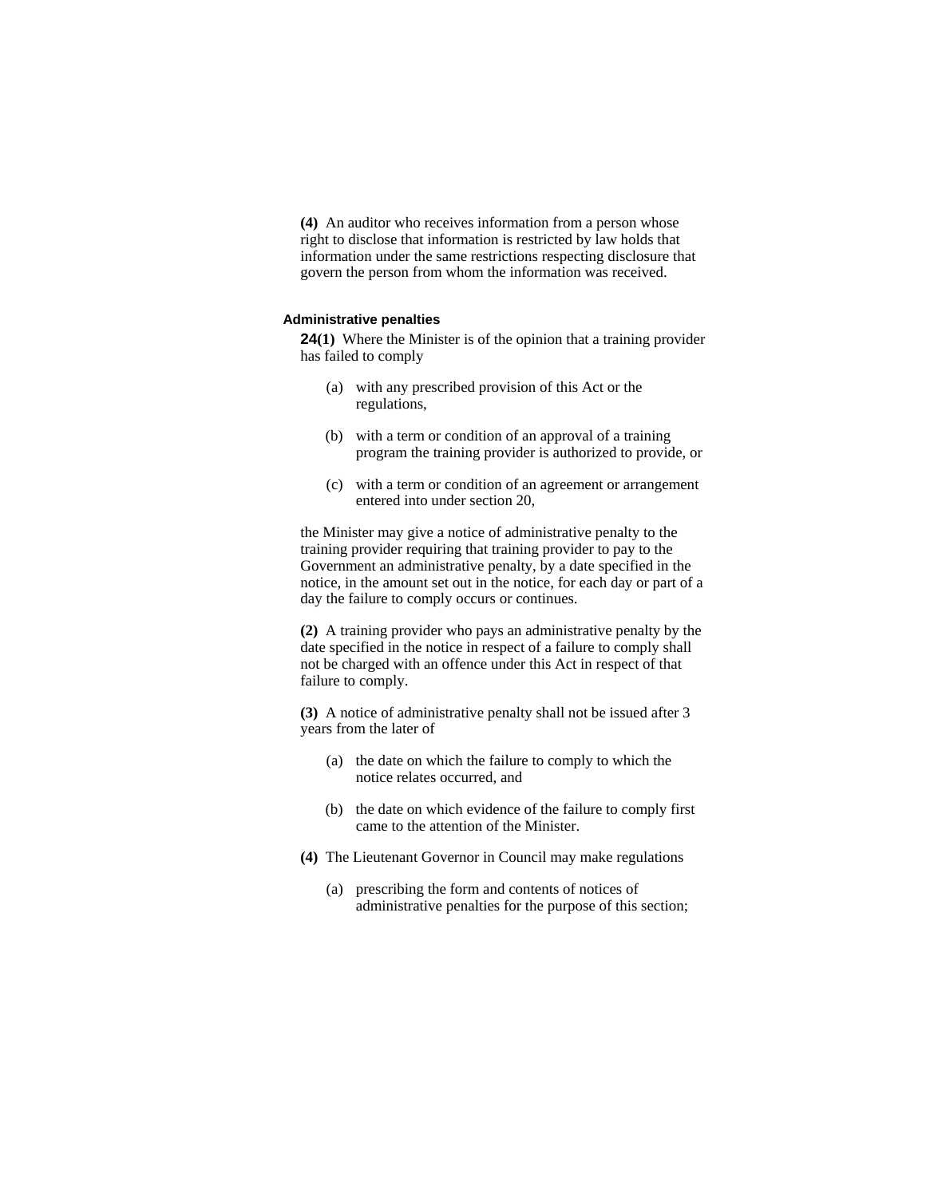**(4)** An auditor who receives information from a person whose right to disclose that information is restricted by law holds that information under the same restrictions respecting disclosure that govern the person from whom the information was received.

#### Administrative penalties

**24(1)** Where the Minister is of the opinion that a training provider has failed to comply

- (a) with any prescribed provision of this Act or the regulations,
- (b) with a term or condition of an approval of a training program the training provider is authorized to provide, or
- (c) with a term or condition of an agreement or arrangement entered into under section 20,

the Minister may give a notice of administrative penalty to the training provider requiring that training provider to pay to the Government an administrative penalty, by a date specified in the notice, in the amount set out in the notice, for each day or part of a day the failure to comply occurs or continues.

**(2)** A training provider who pays an administrative penalty by the date specified in the notice in respect of a failure to comply shall not be charged with an offence under this Act in respect of that failure to comply.

**(3)** A notice of administrative penalty shall not be issued after 3 years from the later of

- (a) the date on which the failure to comply to which the notice relates occurred, and
- (b) the date on which evidence of the failure to comply first came to the attention of the Minister.

**(4)** The Lieutenant Governor in Council may make regulations

- (a) prescribing the form and contents of notices of administrative penalties for the purpose of this section;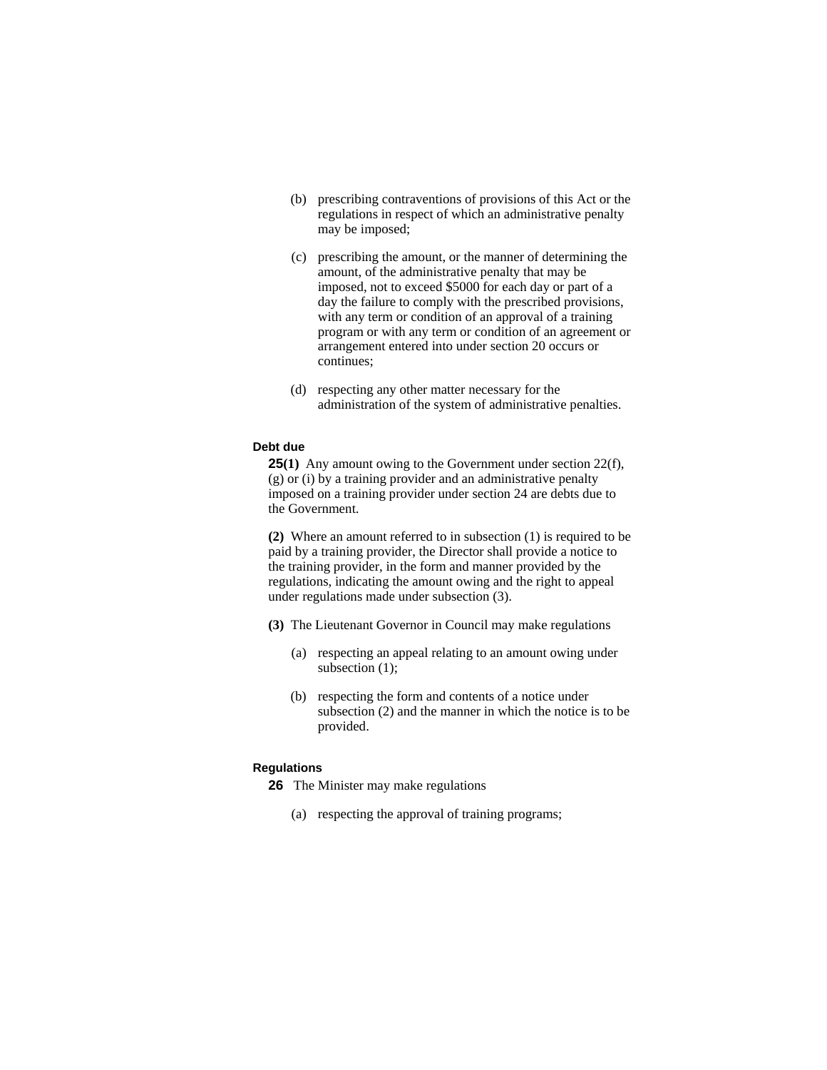(b) prescribing contraventions of provisions of this Act or the regulations in respect of which an administrative penalty may be imposed;

(c) prescribing the amount, or the manner of determining the amount, of the administrative penalty that may be imposed, not to exceed $5000 for each day or part of a day the failure to comply with the prescribed provisions, with any term or condition of an approval of a training program or with any term or condition of an agreement or arrangement entered into under section 20 occurs or continues;

(d) respecting any other matter necessary for the administration of the system of administrative penalties.

#### Debt due

**25(1)** Any amount owing to the Government under section 22(f), (g) or (i) by a training provider and an administrative penalty imposed on a training provider under section 24 are debts due to the Government.

**(2)** Where an amount referred to in subsection (1) is required to be paid by a training provider, the Director shall provide a notice to the training provider, in the form and manner provided by the regulations, indicating the amount owing and the right to appeal under regulations made under subsection (3).

**(3)** The Lieutenant Governor in Council may make regulations

(a) respecting an appeal relating to an amount owing under subsection (1);

(b) respecting the form and contents of a notice under subsection (2) and the manner in which the notice is to be provided.

#### Regulations

**26** The Minister may make regulations

(a) respecting the approval of training programs;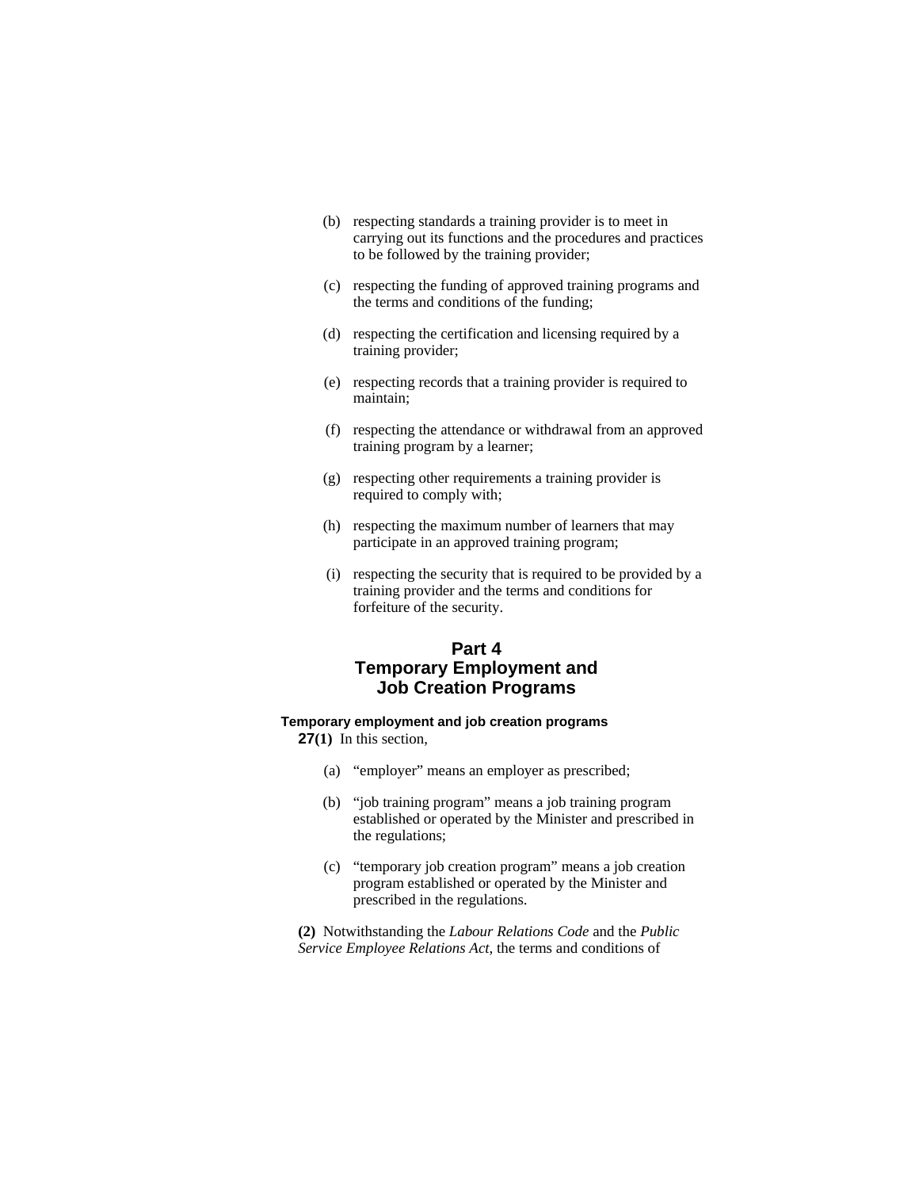(b) respecting standards a training provider is to meet in carrying out its functions and the procedures and practices to be followed by the training provider;

(c) respecting the funding of approved training programs and the terms and conditions of the funding;

(d) respecting the certification and licensing required by a training provider;

(e) respecting records that a training provider is required to maintain;

(f) respecting the attendance or withdrawal from an approved training program by a learner;

(g) respecting other requirements a training provider is required to comply with;

(h) respecting the maximum number of learners that may participate in an approved training program;

(i) respecting the security that is required to be provided by a training provider and the terms and conditions for forfeiture of the security.

## Part 4
## Temporary Employment and Job Creation Programs

**Temporary employment and job creation programs**

**27(1)** In this section,

(a) "employer" means an employer as prescribed;

(b) "job training program" means a job training program established or operated by the Minister and prescribed in the regulations;

(c) "temporary job creation program" means a job creation program established or operated by the Minister and prescribed in the regulations.

**(2)** Notwithstanding the *Labour Relations Code* and the *Public Service Employee Relations Act*, the terms and conditions of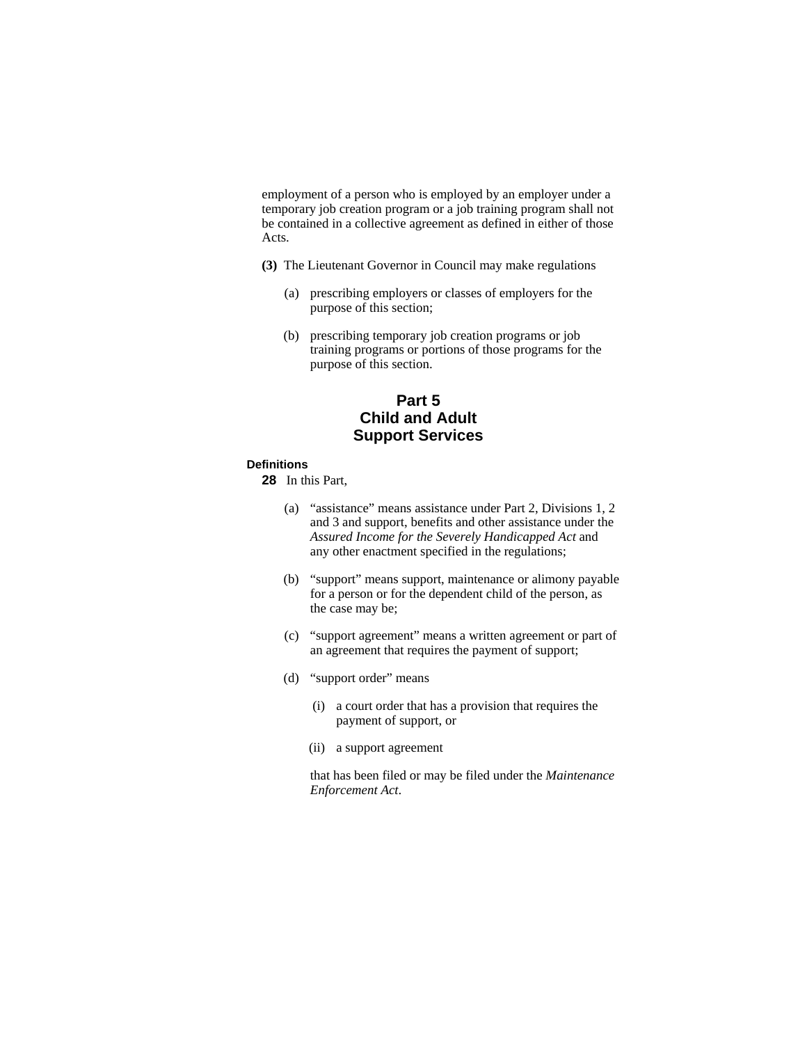employment of a person who is employed by an employer under a temporary job creation program or a job training program shall not be contained in a collective agreement as defined in either of those Acts.

**(3)** The Lieutenant Governor in Council may make regulations

(a) prescribing employers or classes of employers for the purpose of this section;

(b) prescribing temporary job creation programs or job training programs or portions of those programs for the purpose of this section.

## Part 5
## Child and Adult Support Services

**Definitions**

**28** In this Part,

(a) "assistance" means assistance under Part 2, Divisions 1, 2 and 3 and support, benefits and other assistance under the *Assured Income for the Severely Handicapped Act* and any other enactment specified in the regulations;

(b) "support" means support, maintenance or alimony payable for a person or for the dependent child of the person, as the case may be;

(c) "support agreement" means a written agreement or part of an agreement that requires the payment of support;

(d) "support order" means

(i) a court order that has a provision that requires the payment of support, or

(ii) a support agreement

that has been filed or may be filed under the *Maintenance Enforcement Act*.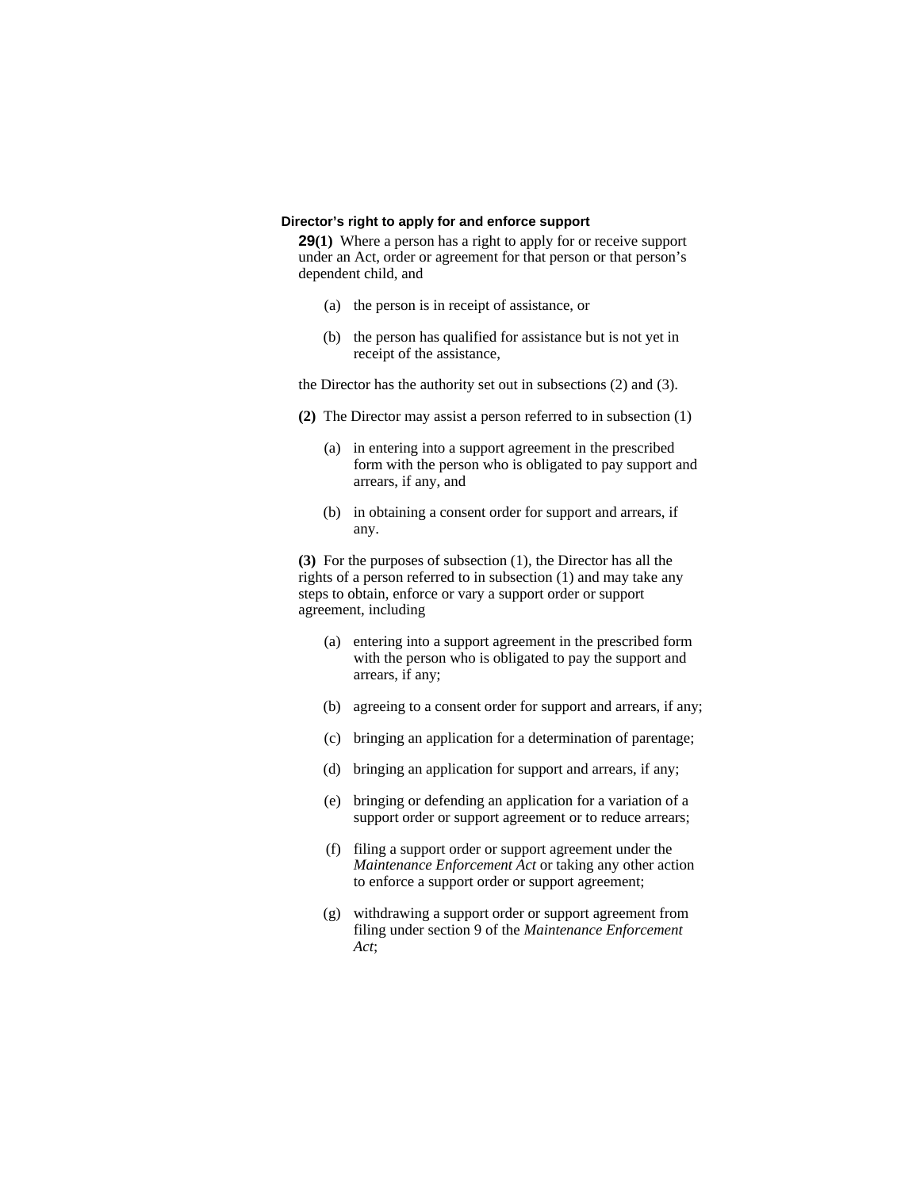**Director's right to apply for and enforce support**

**29(1)** Where a person has a right to apply for or receive support under an Act, order or agreement for that person or that person's dependent child, and

(a) the person is in receipt of assistance, or

(b) the person has qualified for assistance but is not yet in receipt of the assistance,

the Director has the authority set out in subsections (2) and (3).

**(2)** The Director may assist a person referred to in subsection (1)

(a) in entering into a support agreement in the prescribed form with the person who is obligated to pay support and arrears, if any, and

(b) in obtaining a consent order for support and arrears, if any.

**(3)** For the purposes of subsection (1), the Director has all the rights of a person referred to in subsection (1) and may take any steps to obtain, enforce or vary a support order or support agreement, including

(a) entering into a support agreement in the prescribed form with the person who is obligated to pay the support and arrears, if any;

(b) agreeing to a consent order for support and arrears, if any;

(c) bringing an application for a determination of parentage;

(d) bringing an application for support and arrears, if any;

(e) bringing or defending an application for a variation of a support order or support agreement or to reduce arrears;

(f) filing a support order or support agreement under the *Maintenance Enforcement Act* or taking any other action to enforce a support order or support agreement;

(g) withdrawing a support order or support agreement from filing under section 9 of the *Maintenance Enforcement Act*;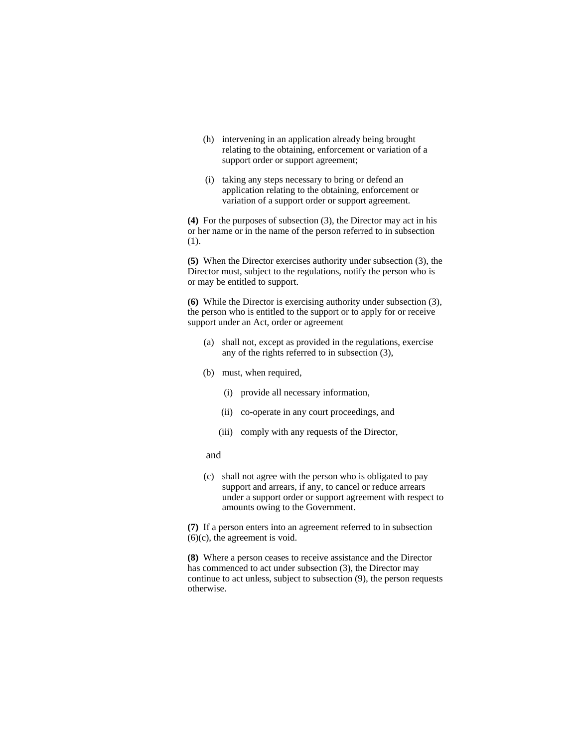(h) intervening in an application already being brought relating to the obtaining, enforcement or variation of a support order or support agreement;

(i) taking any steps necessary to bring or defend an application relating to the obtaining, enforcement or variation of a support order or support agreement.

**(4)** For the purposes of subsection (3), the Director may act in his or her name or in the name of the person referred to in subsection (1).

**(5)** When the Director exercises authority under subsection (3), the Director must, subject to the regulations, notify the person who is or may be entitled to support.

**(6)** While the Director is exercising authority under subsection (3), the person who is entitled to the support or to apply for or receive support under an Act, order or agreement

(a) shall not, except as provided in the regulations, exercise any of the rights referred to in subsection (3),

(b) must, when required,

(i) provide all necessary information,

(ii) co-operate in any court proceedings, and

(iii) comply with any requests of the Director,

and

(c) shall not agree with the person who is obligated to pay support and arrears, if any, to cancel or reduce arrears under a support order or support agreement with respect to amounts owing to the Government.

**(7)** If a person enters into an agreement referred to in subsection (6)(c), the agreement is void.

**(8)** Where a person ceases to receive assistance and the Director has commenced to act under subsection (3), the Director may continue to act unless, subject to subsection (9), the person requests otherwise.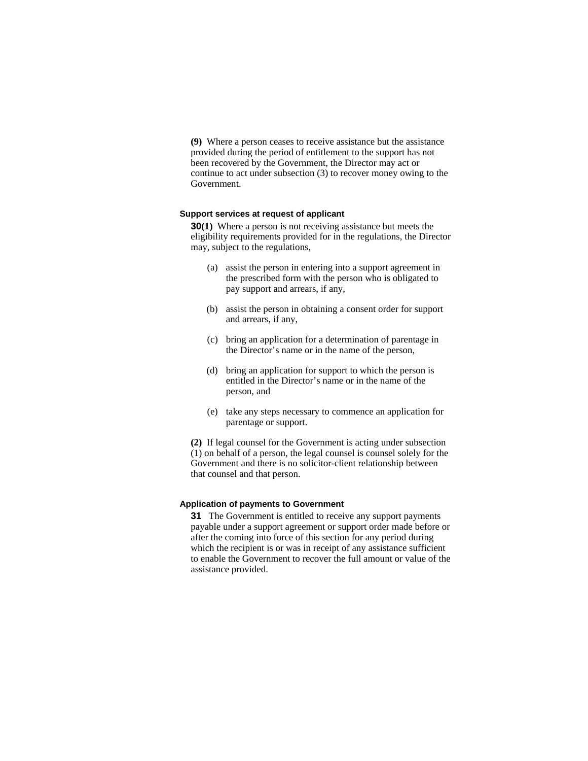**(9)** Where a person ceases to receive assistance but the assistance provided during the period of entitlement to the support has not been recovered by the Government, the Director may act or continue to act under subsection (3) to recover money owing to the Government.

#### Support services at request of applicant

**30(1)** Where a person is not receiving assistance but meets the eligibility requirements provided for in the regulations, the Director may, subject to the regulations,

(a) assist the person in entering into a support agreement in the prescribed form with the person who is obligated to pay support and arrears, if any,

(b) assist the person in obtaining a consent order for support and arrears, if any,

(c) bring an application for a determination of parentage in the Director's name or in the name of the person,

(d) bring an application for support to which the person is entitled in the Director's name or in the name of the person, and

(e) take any steps necessary to commence an application for parentage or support.

**(2)** If legal counsel for the Government is acting under subsection (1) on behalf of a person, the legal counsel is counsel solely for the Government and there is no solicitor-client relationship between that counsel and that person.

#### Application of payments to Government

**31** The Government is entitled to receive any support payments payable under a support agreement or support order made before or after the coming into force of this section for any period during which the recipient is or was in receipt of any assistance sufficient to enable the Government to recover the full amount or value of the assistance provided.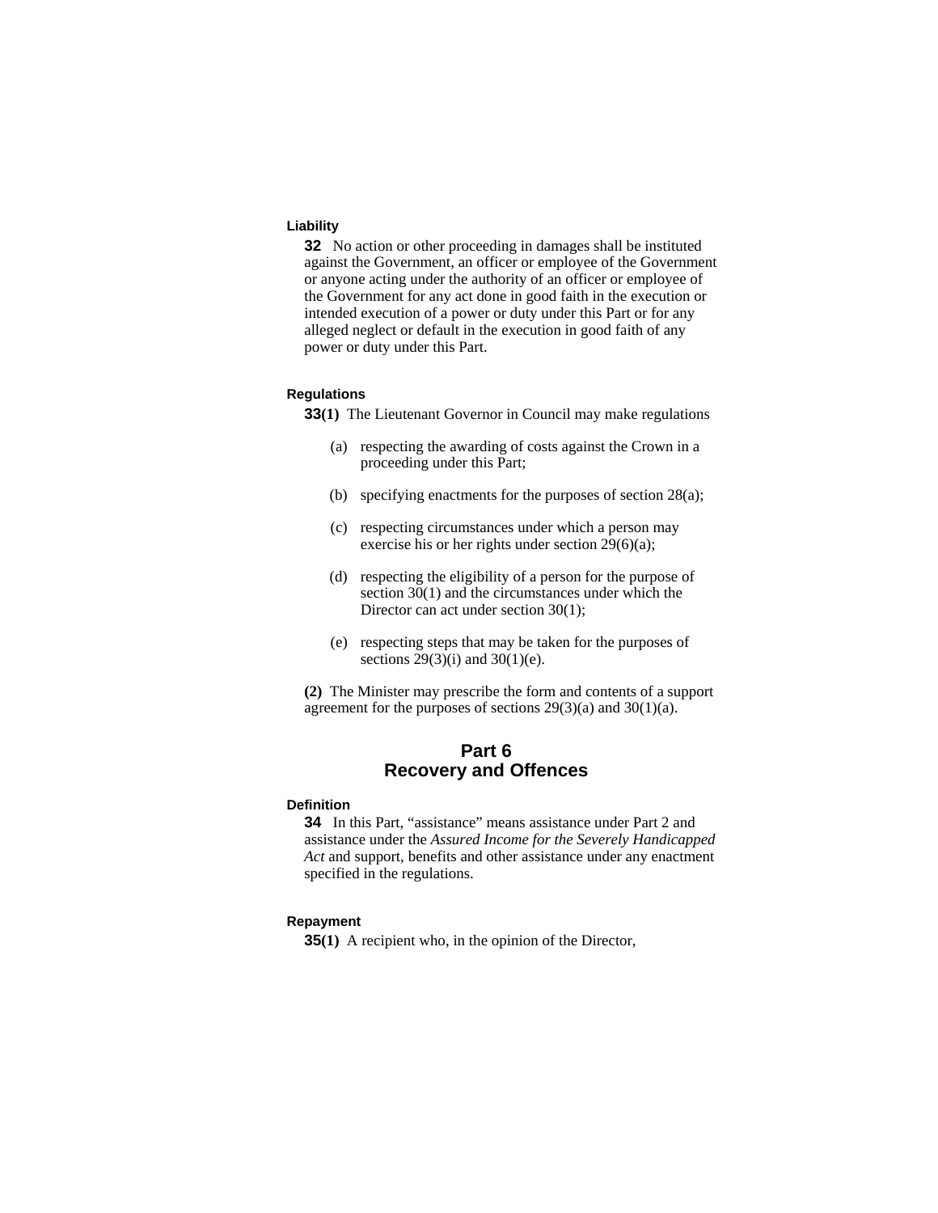#### Liability

**32** No action or other proceeding in damages shall be instituted against the Government, an officer or employee of the Government or anyone acting under the authority of an officer or employee of the Government for any act done in good faith in the execution or intended execution of a power or duty under this Part or for any alleged neglect or default in the execution in good faith of any power or duty under this Part.

#### Regulations

**33(1)** The Lieutenant Governor in Council may make regulations

(a) respecting the awarding of costs against the Crown in a proceeding under this Part;

(b) specifying enactments for the purposes of section 28(a);

(c) respecting circumstances under which a person may exercise his or her rights under section 29(6)(a);

(d) respecting the eligibility of a person for the purpose of section 30(1) and the circumstances under which the Director can act under section 30(1);

(e) respecting steps that may be taken for the purposes of sections 29(3)(i) and 30(1)(e).

**(2)** The Minister may prescribe the form and contents of a support agreement for the purposes of sections 29(3)(a) and 30(1)(a).

## Part 6
## Recovery and Offences

#### Definition

**34** In this Part, “assistance” means assistance under Part 2 and assistance under the *Assured Income for the Severely Handicapped Act* and support, benefits and other assistance under any enactment specified in the regulations.

#### Repayment

**35(1)** A recipient who, in the opinion of the Director,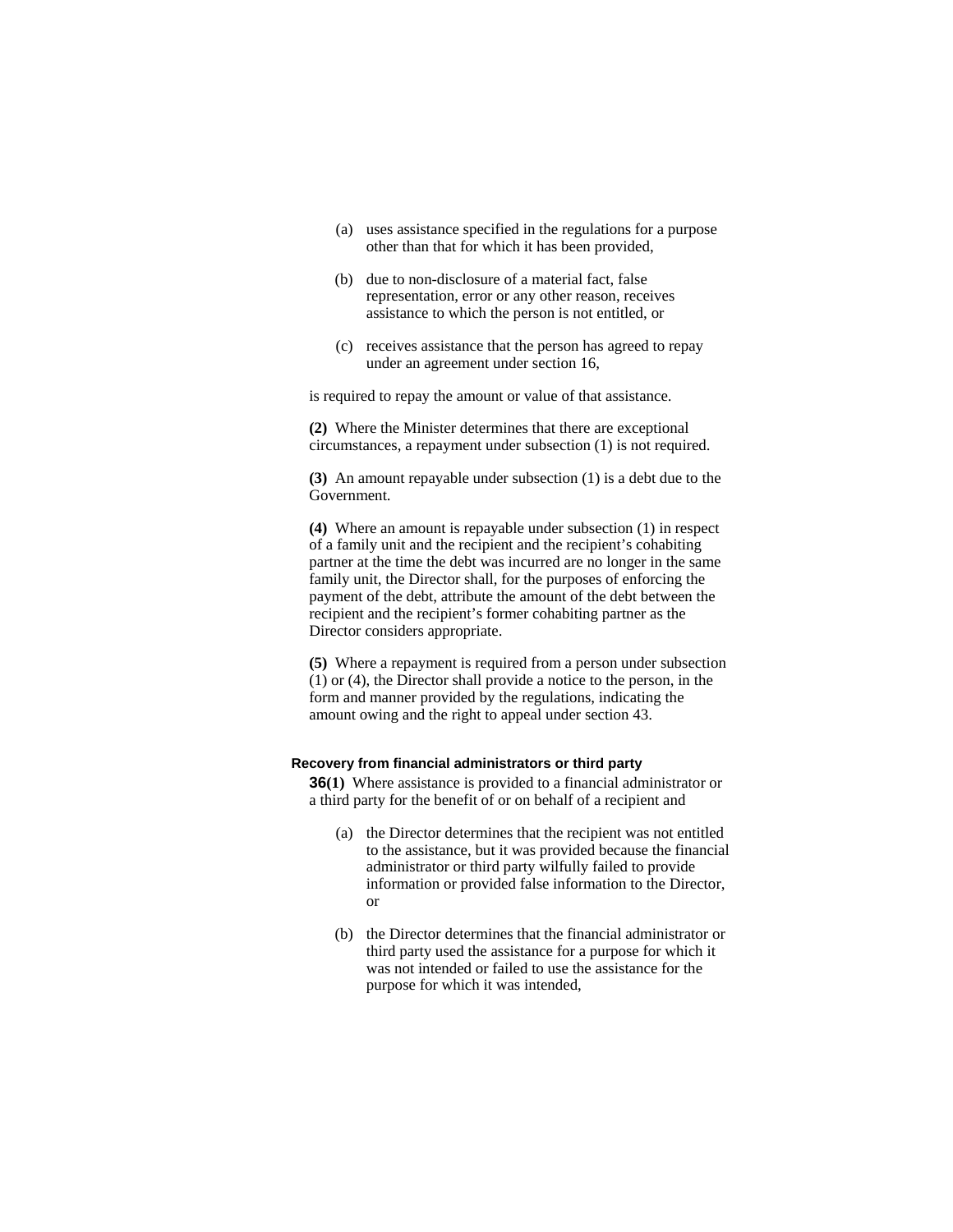(a) uses assistance specified in the regulations for a purpose other than that for which it has been provided,

(b) due to non-disclosure of a material fact, false representation, error or any other reason, receives assistance to which the person is not entitled, or

(c) receives assistance that the person has agreed to repay under an agreement under section 16,

is required to repay the amount or value of that assistance.

**(2)** Where the Minister determines that there are exceptional circumstances, a repayment under subsection (1) is not required.

**(3)** An amount repayable under subsection (1) is a debt due to the Government.

**(4)** Where an amount is repayable under subsection (1) in respect of a family unit and the recipient and the recipient's cohabiting partner at the time the debt was incurred are no longer in the same family unit, the Director shall, for the purposes of enforcing the payment of the debt, attribute the amount of the debt between the recipient and the recipient's former cohabiting partner as the Director considers appropriate.

**(5)** Where a repayment is required from a person under subsection (1) or (4), the Director shall provide a notice to the person, in the form and manner provided by the regulations, indicating the amount owing and the right to appeal under section 43.

#### Recovery from financial administrators or third party

**36(1)** Where assistance is provided to a financial administrator or a third party for the benefit of or on behalf of a recipient and

(a) the Director determines that the recipient was not entitled to the assistance, but it was provided because the financial administrator or third party wilfully failed to provide information or provided false information to the Director, or

(b) the Director determines that the financial administrator or third party used the assistance for a purpose for which it was not intended or failed to use the assistance for the purpose for which it was intended,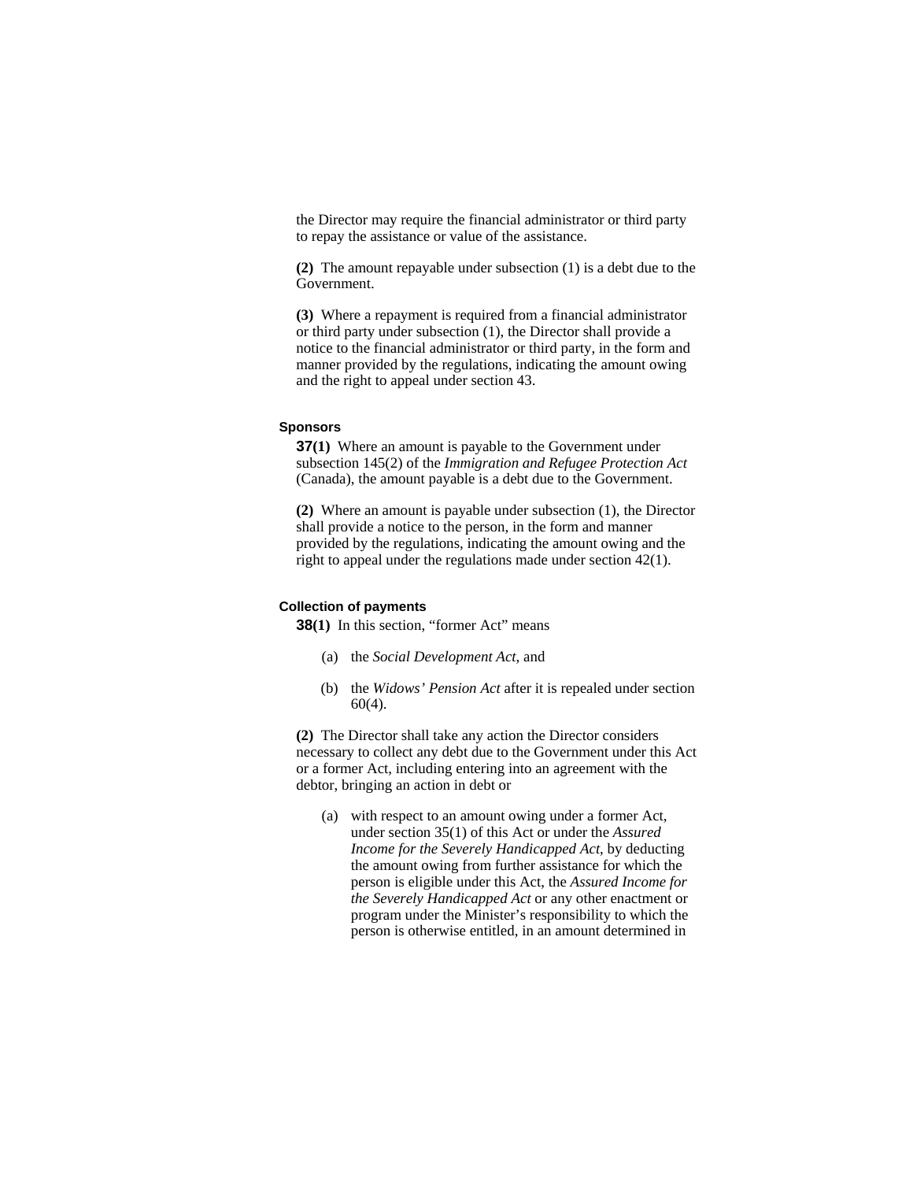the Director may require the financial administrator or third party to repay the assistance or value of the assistance.

**(2)** The amount repayable under subsection (1) is a debt due to the Government.

**(3)** Where a repayment is required from a financial administrator or third party under subsection (1), the Director shall provide a notice to the financial administrator or third party, in the form and manner provided by the regulations, indicating the amount owing and the right to appeal under section 43.

#### Sponsors

**37(1)** Where an amount is payable to the Government under subsection 145(2) of the *Immigration and Refugee Protection Act* (Canada), the amount payable is a debt due to the Government.

**(2)** Where an amount is payable under subsection (1), the Director shall provide a notice to the person, in the form and manner provided by the regulations, indicating the amount owing and the right to appeal under the regulations made under section 42(1).

#### Collection of payments

**38(1)** In this section, "former Act" means

(a) the *Social Development Act*, and

(b) the *Widows' Pension Act* after it is repealed under section 60(4).

**(2)** The Director shall take any action the Director considers necessary to collect any debt due to the Government under this Act or a former Act, including entering into an agreement with the debtor, bringing an action in debt or

(a) with respect to an amount owing under a former Act, under section 35(1) of this Act or under the *Assured Income for the Severely Handicapped Act*, by deducting the amount owing from further assistance for which the person is eligible under this Act, the *Assured Income for the Severely Handicapped Act* or any other enactment or program under the Minister's responsibility to which the person is otherwise entitled, in an amount determined in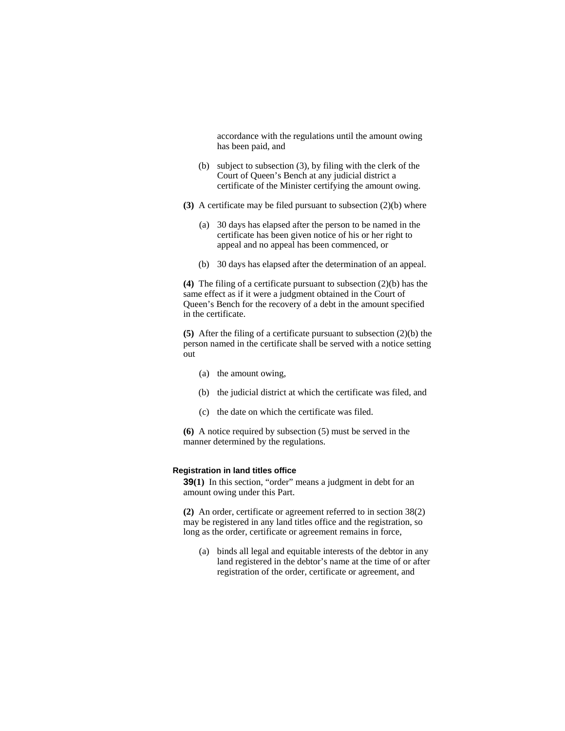accordance with the regulations until the amount owing has been paid, and

(b) subject to subsection (3), by filing with the clerk of the Court of Queen's Bench at any judicial district a certificate of the Minister certifying the amount owing.

**(3)** A certificate may be filed pursuant to subsection (2)(b) where

(a) 30 days has elapsed after the person to be named in the certificate has been given notice of his or her right to appeal and no appeal has been commenced, or

(b) 30 days has elapsed after the determination of an appeal.

**(4)** The filing of a certificate pursuant to subsection (2)(b) has the same effect as if it were a judgment obtained in the Court of Queen's Bench for the recovery of a debt in the amount specified in the certificate.

**(5)** After the filing of a certificate pursuant to subsection (2)(b) the person named in the certificate shall be served with a notice setting out

(a) the amount owing,

(b) the judicial district at which the certificate was filed, and

(c) the date on which the certificate was filed.

**(6)** A notice required by subsection (5) must be served in the manner determined by the regulations.

**Registration in land titles office**

**39(1)** In this section, "order" means a judgment in debt for an amount owing under this Part.

**(2)** An order, certificate or agreement referred to in section 38(2) may be registered in any land titles office and the registration, so long as the order, certificate or agreement remains in force,

(a) binds all legal and equitable interests of the debtor in any land registered in the debtor's name at the time of or after registration of the order, certificate or agreement, and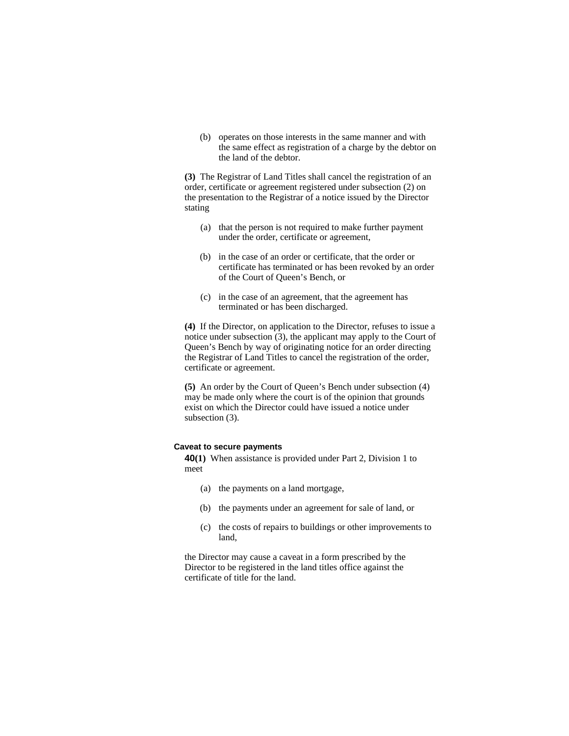(b) operates on those interests in the same manner and with the same effect as registration of a charge by the debtor on the land of the debtor.

**(3)** The Registrar of Land Titles shall cancel the registration of an order, certificate or agreement registered under subsection (2) on the presentation to the Registrar of a notice issued by the Director stating

(a) that the person is not required to make further payment under the order, certificate or agreement,

(b) in the case of an order or certificate, that the order or certificate has terminated or has been revoked by an order of the Court of Queen's Bench, or

(c) in the case of an agreement, that the agreement has terminated or has been discharged.

**(4)** If the Director, on application to the Director, refuses to issue a notice under subsection (3), the applicant may apply to the Court of Queen's Bench by way of originating notice for an order directing the Registrar of Land Titles to cancel the registration of the order, certificate or agreement.

**(5)** An order by the Court of Queen's Bench under subsection (4) may be made only where the court is of the opinion that grounds exist on which the Director could have issued a notice under subsection (3).

**Caveat to secure payments**

**40(1)** When assistance is provided under Part 2, Division 1 to meet

(a) the payments on a land mortgage,

(b) the payments under an agreement for sale of land, or

(c) the costs of repairs to buildings or other improvements to land,

the Director may cause a caveat in a form prescribed by the Director to be registered in the land titles office against the certificate of title for the land.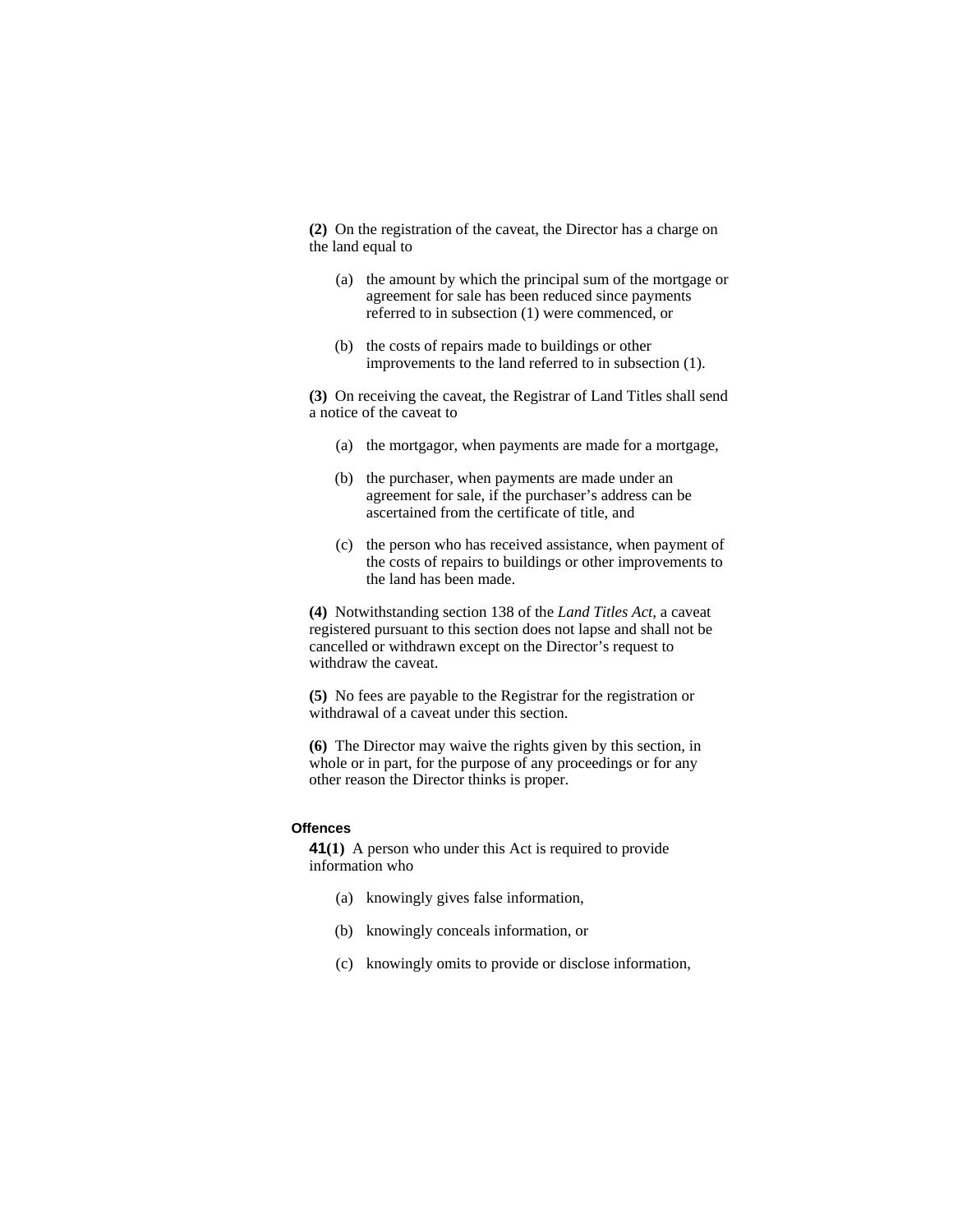**(2)** On the registration of the caveat, the Director has a charge on the land equal to

(a) the amount by which the principal sum of the mortgage or agreement for sale has been reduced since payments referred to in subsection (1) were commenced, or

(b) the costs of repairs made to buildings or other improvements to the land referred to in subsection (1).

**(3)** On receiving the caveat, the Registrar of Land Titles shall send a notice of the caveat to

(a) the mortgagor, when payments are made for a mortgage,

(b) the purchaser, when payments are made under an agreement for sale, if the purchaser's address can be ascertained from the certificate of title, and

(c) the person who has received assistance, when payment of the costs of repairs to buildings or other improvements to the land has been made.

**(4)** Notwithstanding section 138 of the *Land Titles Act*, a caveat registered pursuant to this section does not lapse and shall not be cancelled or withdrawn except on the Director's request to withdraw the caveat.

**(5)** No fees are payable to the Registrar for the registration or withdrawal of a caveat under this section.

**(6)** The Director may waive the rights given by this section, in whole or in part, for the purpose of any proceedings or for any other reason the Director thinks is proper.

#### Offences

**41(1)** A person who under this Act is required to provide information who

(a) knowingly gives false information,

(b) knowingly conceals information, or

(c) knowingly omits to provide or disclose information,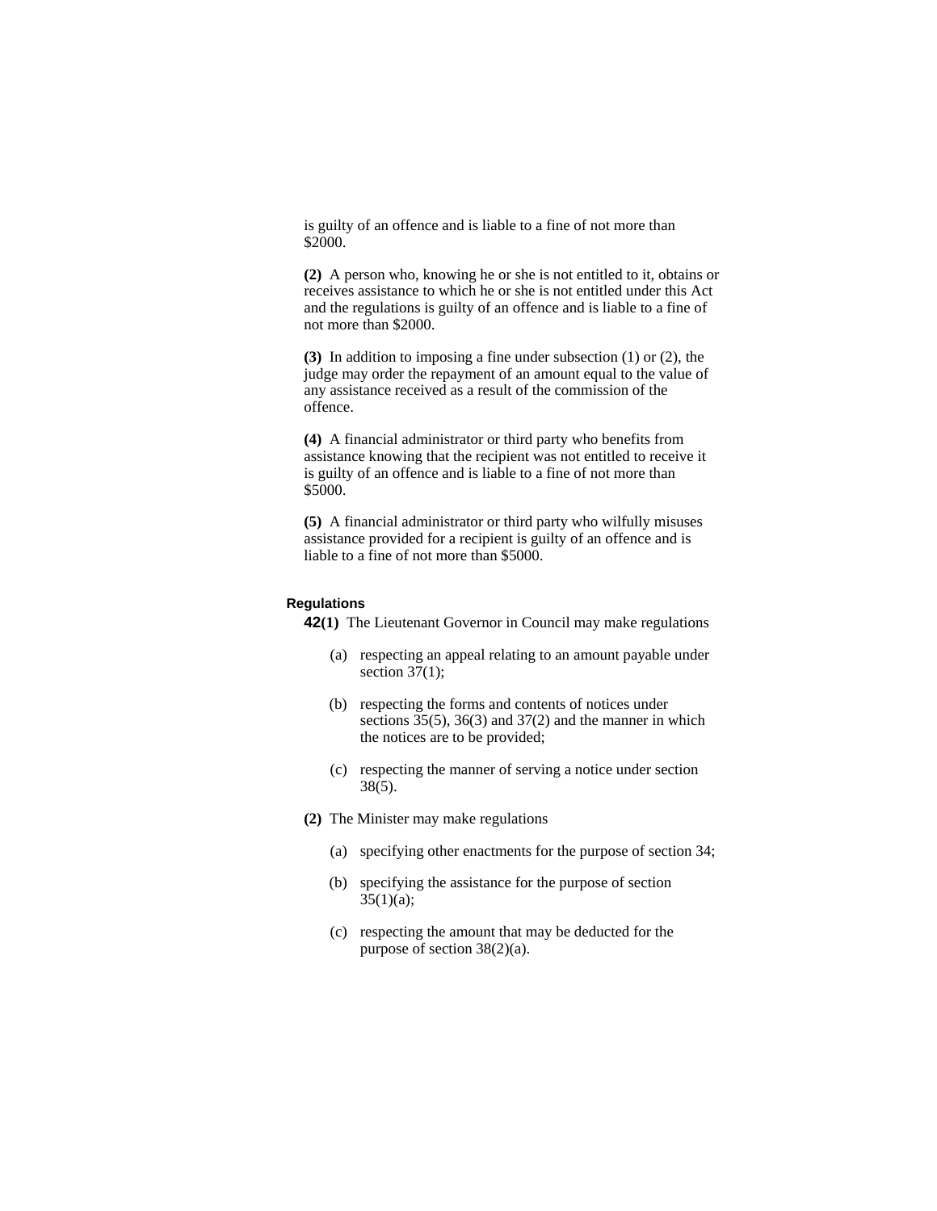is guilty of an offence and is liable to a fine of not more than $2000.

**(2)** A person who, knowing he or she is not entitled to it, obtains or receives assistance to which he or she is not entitled under this Act and the regulations is guilty of an offence and is liable to a fine of not more than $2000.

**(3)** In addition to imposing a fine under subsection (1) or (2), the judge may order the repayment of an amount equal to the value of any assistance received as a result of the commission of the offence.

**(4)** A financial administrator or third party who benefits from assistance knowing that the recipient was not entitled to receive it is guilty of an offence and is liable to a fine of not more than $5000.

**(5)** A financial administrator or third party who wilfully misuses assistance provided for a recipient is guilty of an offence and is liable to a fine of not more than $5000.

#### Regulations

**42(1)** The Lieutenant Governor in Council may make regulations

(a) respecting an appeal relating to an amount payable under section 37(1);

(b) respecting the forms and contents of notices under sections 35(5), 36(3) and 37(2) and the manner in which the notices are to be provided;

(c) respecting the manner of serving a notice under section 38(5).

**(2)** The Minister may make regulations

(a) specifying other enactments for the purpose of section 34;

(b) specifying the assistance for the purpose of section 35(1)(a);

(c) respecting the amount that may be deducted for the purpose of section 38(2)(a).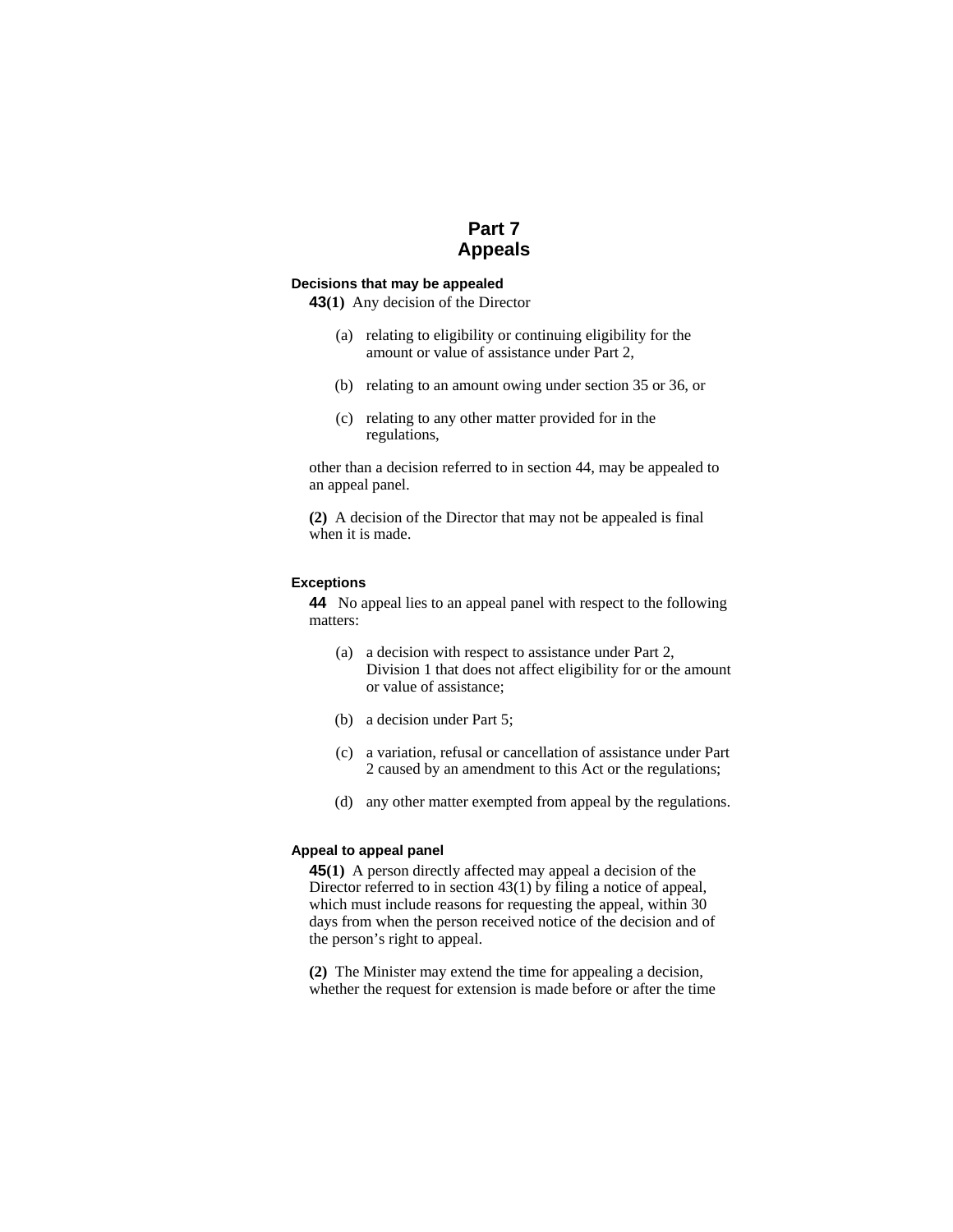# Part 7
# Appeals

### Decisions that may be appealed

**43(1)** Any decision of the Director

(a) relating to eligibility or continuing eligibility for the amount or value of assistance under Part 2,

(b) relating to an amount owing under section 35 or 36, or

(c) relating to any other matter provided for in the regulations,

other than a decision referred to in section 44, may be appealed to an appeal panel.

**(2)** A decision of the Director that may not be appealed is final when it is made.

### Exceptions

**44** No appeal lies to an appeal panel with respect to the following matters:

(a) a decision with respect to assistance under Part 2, Division 1 that does not affect eligibility for or the amount or value of assistance;

(b) a decision under Part 5;

(c) a variation, refusal or cancellation of assistance under Part 2 caused by an amendment to this Act or the regulations;

(d) any other matter exempted from appeal by the regulations.

### Appeal to appeal panel

**45(1)** A person directly affected may appeal a decision of the Director referred to in section 43(1) by filing a notice of appeal, which must include reasons for requesting the appeal, within 30 days from when the person received notice of the decision and of the person's right to appeal.

**(2)** The Minister may extend the time for appealing a decision, whether the request for extension is made before or after the time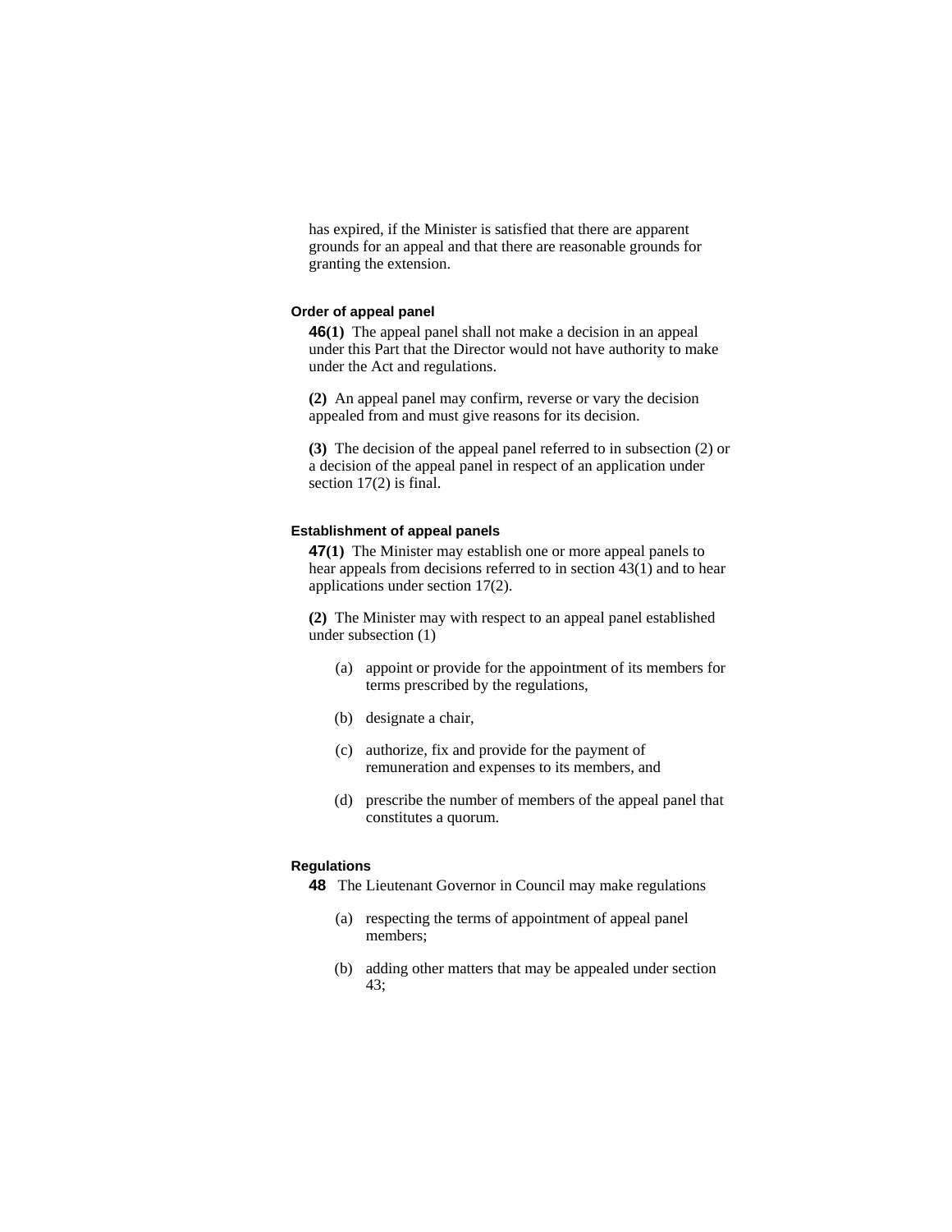has expired, if the Minister is satisfied that there are apparent grounds for an appeal and that there are reasonable grounds for granting the extension.

#### Order of appeal panel

**46(1)** The appeal panel shall not make a decision in an appeal under this Part that the Director would not have authority to make under the Act and regulations.

**(2)** An appeal panel may confirm, reverse or vary the decision appealed from and must give reasons for its decision.

**(3)** The decision of the appeal panel referred to in subsection (2) or a decision of the appeal panel in respect of an application under section 17(2) is final.

#### Establishment of appeal panels

**47(1)** The Minister may establish one or more appeal panels to hear appeals from decisions referred to in section 43(1) and to hear applications under section 17(2).

**(2)** The Minister may with respect to an appeal panel established under subsection (1)

- (a) appoint or provide for the appointment of its members for terms prescribed by the regulations,
- (b) designate a chair,
- (c) authorize, fix and provide for the payment of remuneration and expenses to its members, and
- (d) prescribe the number of members of the appeal panel that constitutes a quorum.

#### Regulations

**48** The Lieutenant Governor in Council may make regulations

- (a) respecting the terms of appointment of appeal panel members;
- (b) adding other matters that may be appealed under section 43;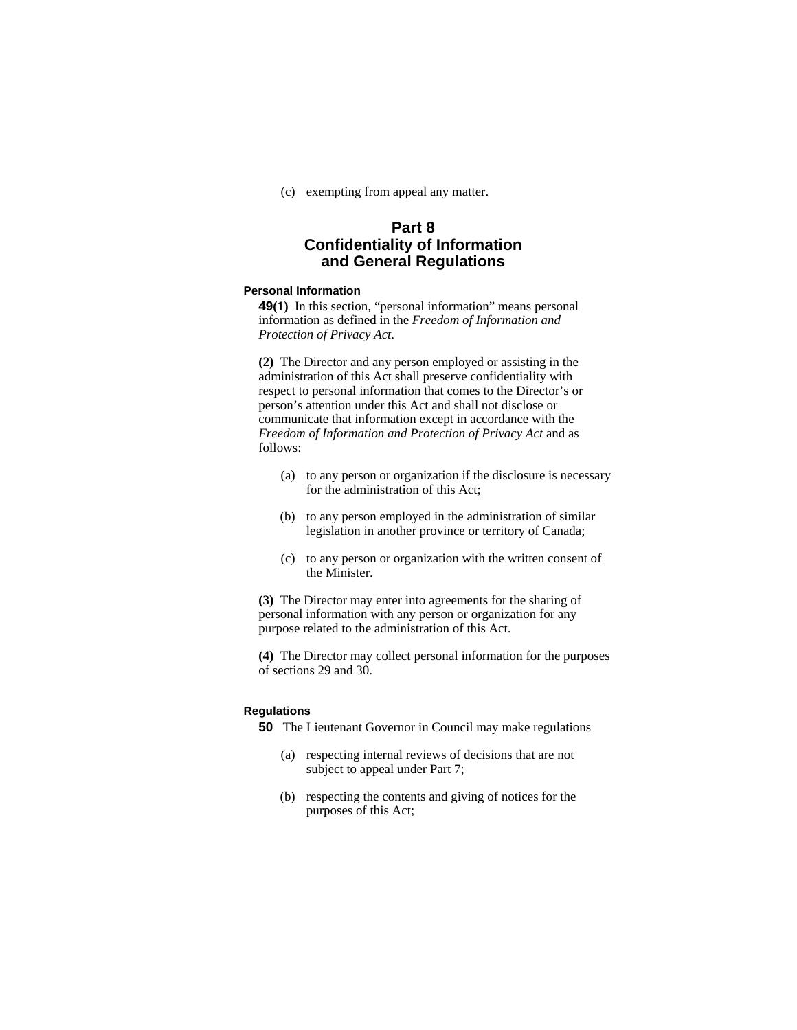(c) exempting from appeal any matter.

## Part 8
## Confidentiality of Information and General Regulations

### Personal Information

**49(1)** In this section, “personal information” means personal information as defined in the *Freedom of Information and Protection of Privacy Act*.

**(2)** The Director and any person employed or assisting in the administration of this Act shall preserve confidentiality with respect to personal information that comes to the Director’s or person’s attention under this Act and shall not disclose or communicate that information except in accordance with the *Freedom of Information and Protection of Privacy Act* and as follows:

- (a) to any person or organization if the disclosure is necessary for the administration of this Act;
- (b) to any person employed in the administration of similar legislation in another province or territory of Canada;
- (c) to any person or organization with the written consent of the Minister.

**(3)** The Director may enter into agreements for the sharing of personal information with any person or organization for any purpose related to the administration of this Act.

**(4)** The Director may collect personal information for the purposes of sections 29 and 30.

### Regulations

**50** The Lieutenant Governor in Council may make regulations

- (a) respecting internal reviews of decisions that are not subject to appeal under Part 7;
- (b) respecting the contents and giving of notices for the purposes of this Act;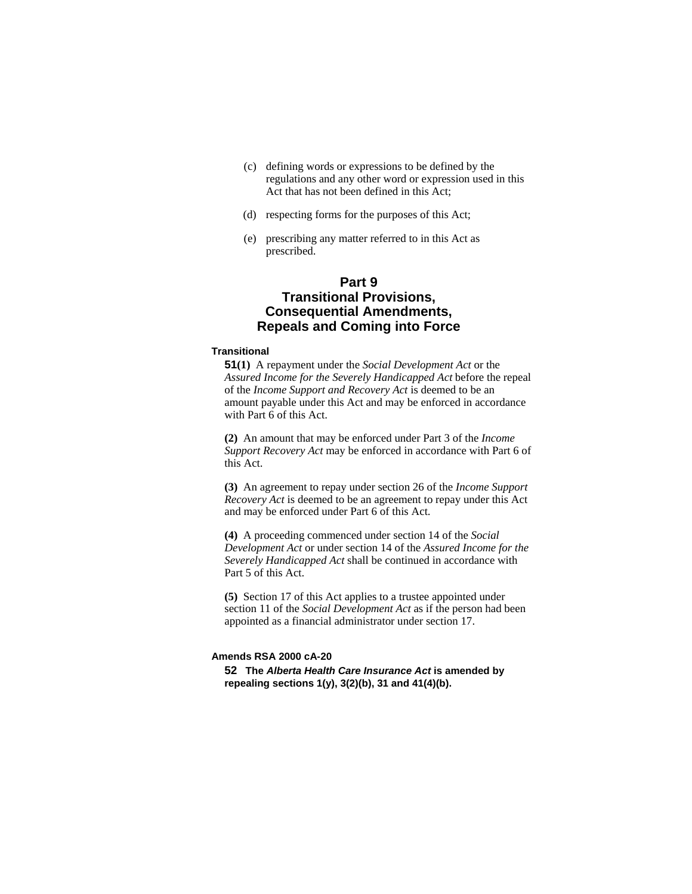(c) defining words or expressions to be defined by the regulations and any other word or expression used in this Act that has not been defined in this Act;

(d) respecting forms for the purposes of this Act;

(e) prescribing any matter referred to in this Act as prescribed.

## Part 9
## Transitional Provisions, Consequential Amendments, Repeals and Coming into Force

**Transitional**

**51(1)** A repayment under the *Social Development Act* or the *Assured Income for the Severely Handicapped Act* before the repeal of the *Income Support and Recovery Act* is deemed to be an amount payable under this Act and may be enforced in accordance with Part 6 of this Act.

**(2)** An amount that may be enforced under Part 3 of the *Income Support Recovery Act* may be enforced in accordance with Part 6 of this Act.

**(3)** An agreement to repay under section 26 of the *Income Support Recovery Act* is deemed to be an agreement to repay under this Act and may be enforced under Part 6 of this Act.

**(4)** A proceeding commenced under section 14 of the *Social Development Act* or under section 14 of the *Assured Income for the Severely Handicapped Act* shall be continued in accordance with Part 5 of this Act.

**(5)** Section 17 of this Act applies to a trustee appointed under section 11 of the *Social Development Act* as if the person had been appointed as a financial administrator under section 17.

**Amends RSA 2000 cA-20**

**52 The *Alberta Health Care Insurance Act* is amended by repealing sections 1(y), 3(2)(b), 31 and 41(4)(b).**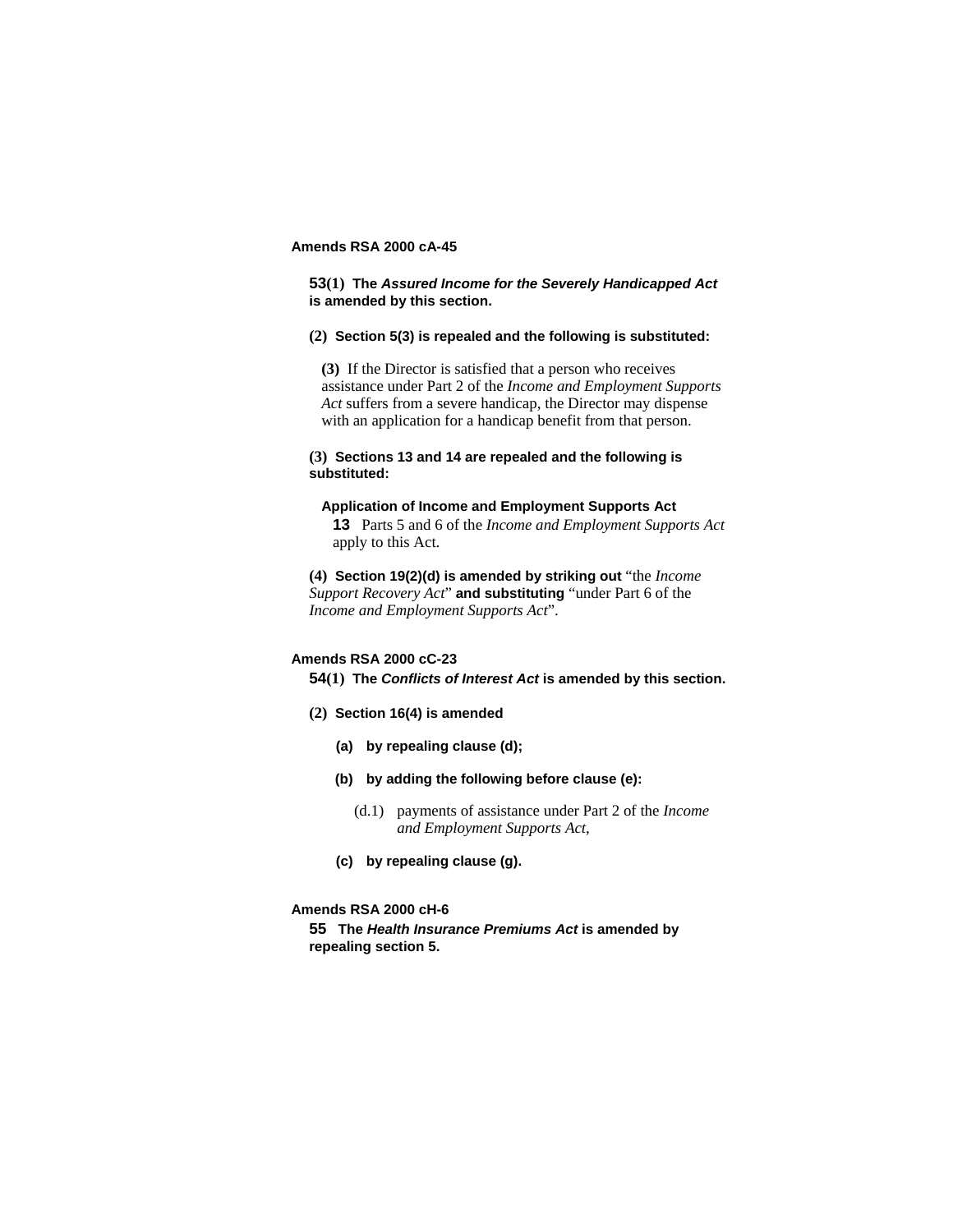**Amends RSA 2000 cA-45**

**53(1) The *Assured Income for the Severely Handicapped Act* is amended by this section.**

**(2) Section 5(3) is repealed and the following is substituted:**

> **(3)** If the Director is satisfied that a person who receives assistance under Part 2 of the *Income and Employment Supports Act* suffers from a severe handicap, the Director may dispense with an application for a handicap benefit from that person.

**(3) Sections 13 and 14 are repealed and the following is substituted:**

> **Application of Income and Employment Supports Act**
>
> **13** Parts 5 and 6 of the *Income and Employment Supports Act* apply to this Act.

**(4) Section 19(2)(d) is amended by striking out** "the *Income Support Recovery Act*" **and substituting** "under Part 6 of the *Income and Employment Supports Act*".

**Amends RSA 2000 cC-23**

**54(1) The *Conflicts of Interest Act* is amended by this section.**

**(2) Section 16(4) is amended**

**(a) by repealing clause (d);**

**(b) by adding the following before clause (e):**

> (d.1) payments of assistance under Part 2 of the *Income and Employment Supports Act*,

**(c) by repealing clause (g).**

**Amends RSA 2000 cH-6**

**55 The *Health Insurance Premiums Act* is amended by repealing section 5.**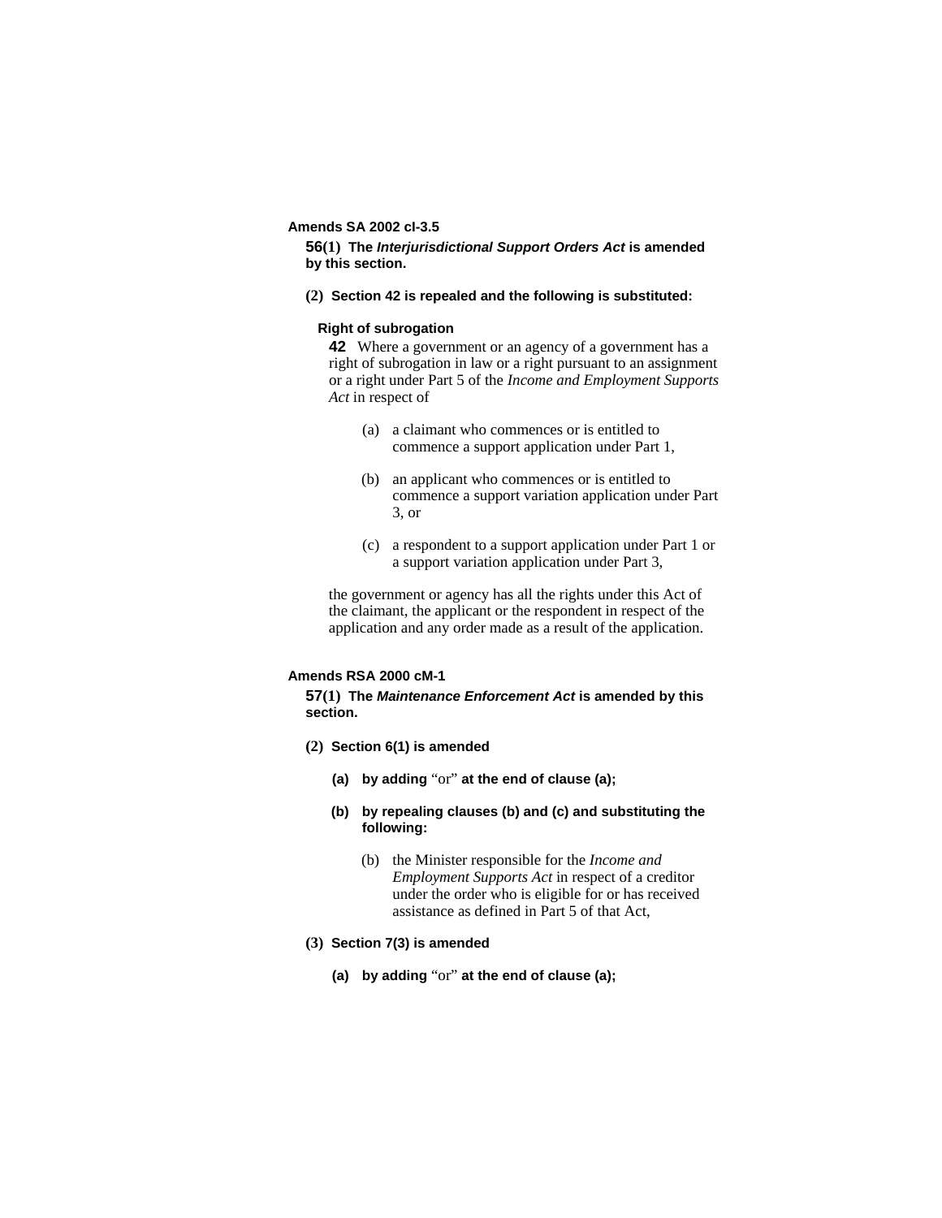**Amends SA 2002 cI-3.5**

**56(1) The *Interjurisdictional Support Orders Act* is amended by this section.**

**(2) Section 42 is repealed and the following is substituted:**

**Right of subrogation**

**42** Where a government or an agency of a government has a right of subrogation in law or a right pursuant to an assignment or a right under Part 5 of the *Income and Employment Supports Act* in respect of

(a) a claimant who commences or is entitled to commence a support application under Part 1,

(b) an applicant who commences or is entitled to commence a support variation application under Part 3, or

(c) a respondent to a support application under Part 1 or a support variation application under Part 3,

the government or agency has all the rights under this Act of the claimant, the applicant or the respondent in respect of the application and any order made as a result of the application.

**Amends RSA 2000 cM-1**

**57(1) The *Maintenance Enforcement Act* is amended by this section.**

**(2) Section 6(1) is amended**

**(a) by adding** "or" **at the end of clause (a);**

**(b) by repealing clauses (b) and (c) and substituting the following:**

(b) the Minister responsible for the *Income and Employment Supports Act* in respect of a creditor under the order who is eligible for or has received assistance as defined in Part 5 of that Act,

**(3) Section 7(3) is amended**

**(a) by adding** "or" **at the end of clause (a);**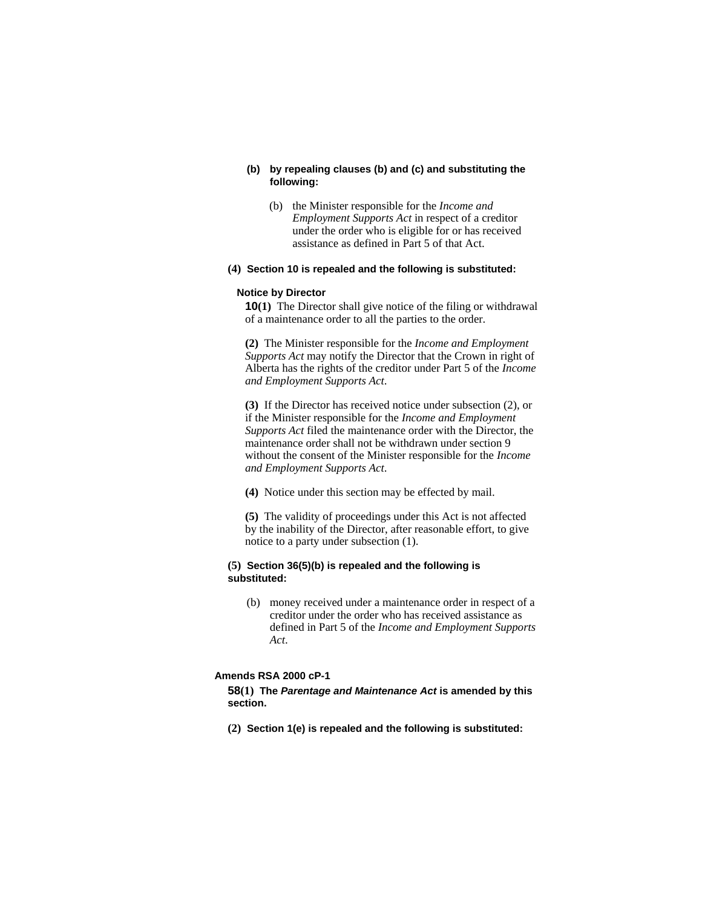**(b) by repealing clauses (b) and (c) and substituting the following:**

(b) the Minister responsible for the *Income and Employment Supports Act* in respect of a creditor under the order who is eligible for or has received assistance as defined in Part 5 of that Act.

**(4) Section 10 is repealed and the following is substituted:**

**Notice by Director**

**10(1)** The Director shall give notice of the filing or withdrawal of a maintenance order to all the parties to the order.

**(2)** The Minister responsible for the *Income and Employment Supports Act* may notify the Director that the Crown in right of Alberta has the rights of the creditor under Part 5 of the *Income and Employment Supports Act*.

**(3)** If the Director has received notice under subsection (2), or if the Minister responsible for the *Income and Employment Supports Act* filed the maintenance order with the Director, the maintenance order shall not be withdrawn under section 9 without the consent of the Minister responsible for the *Income and Employment Supports Act*.

**(4)** Notice under this section may be effected by mail.

**(5)** The validity of proceedings under this Act is not affected by the inability of the Director, after reasonable effort, to give notice to a party under subsection (1).

**(5) Section 36(5)(b) is repealed and the following is substituted:**

(b) money received under a maintenance order in respect of a creditor under the order who has received assistance as defined in Part 5 of the *Income and Employment Supports Act*.

**Amends RSA 2000 cP-1**

**58(1) The *Parentage and Maintenance Act* is amended by this section.**

**(2) Section 1(e) is repealed and the following is substituted:**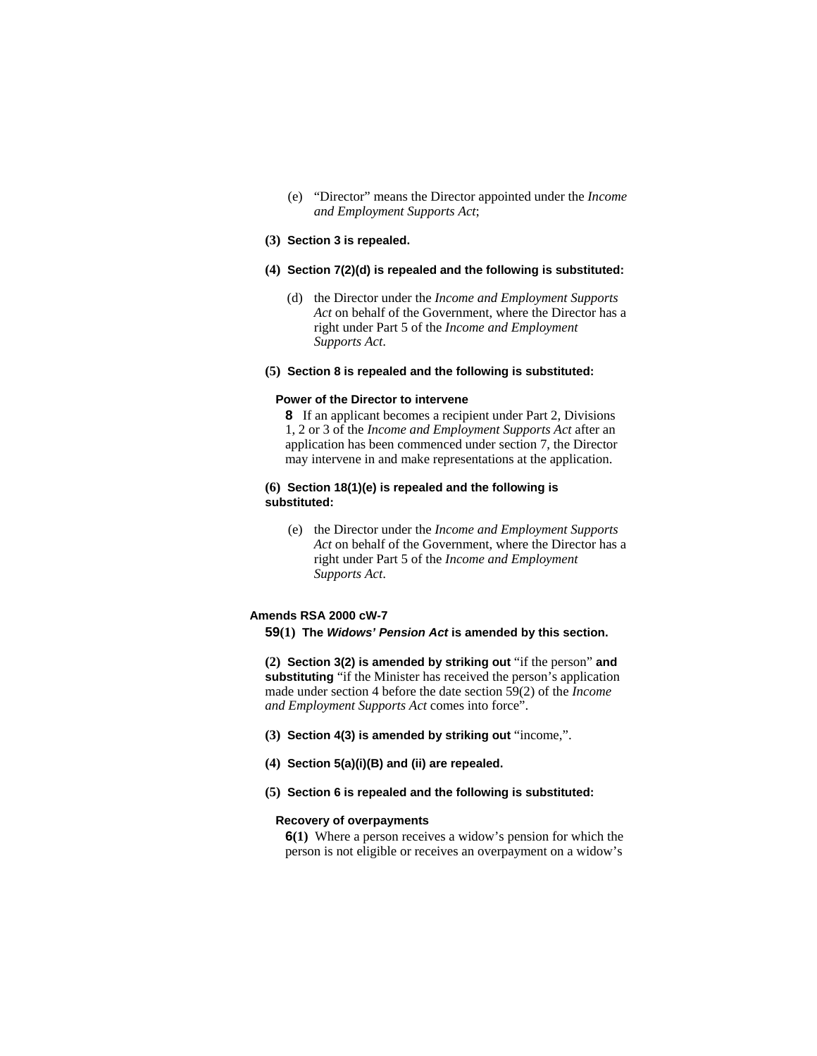(e) “Director” means the Director appointed under the *Income and Employment Supports Act*;

**(3) Section 3 is repealed.**

**(4) Section 7(2)(d) is repealed and the following is substituted:**

(d) the Director under the *Income and Employment Supports Act* on behalf of the Government, where the Director has a right under Part 5 of the *Income and Employment Supports Act*.

**(5) Section 8 is repealed and the following is substituted:**

**Power of the Director to intervene**

**8** If an applicant becomes a recipient under Part 2, Divisions 1, 2 or 3 of the *Income and Employment Supports Act* after an application has been commenced under section 7, the Director may intervene in and make representations at the application.

**(6) Section 18(1)(e) is repealed and the following is substituted:**

(e) the Director under the *Income and Employment Supports Act* on behalf of the Government, where the Director has a right under Part 5 of the *Income and Employment Supports Act*.

**Amends RSA 2000 cW-7**

**59(1) The *Widows’ Pension Act* is amended by this section.**

**(2) Section 3(2) is amended by striking out** “if the person” **and substituting** “if the Minister has received the person’s application made under section 4 before the date section 59(2) of the *Income and Employment Supports Act* comes into force”.

**(3) Section 4(3) is amended by striking out** “income,”.

**(4) Section 5(a)(i)(B) and (ii) are repealed.**

**(5) Section 6 is repealed and the following is substituted:**

**Recovery of overpayments**

**6(1)** Where a person receives a widow’s pension for which the person is not eligible or receives an overpayment on a widow’s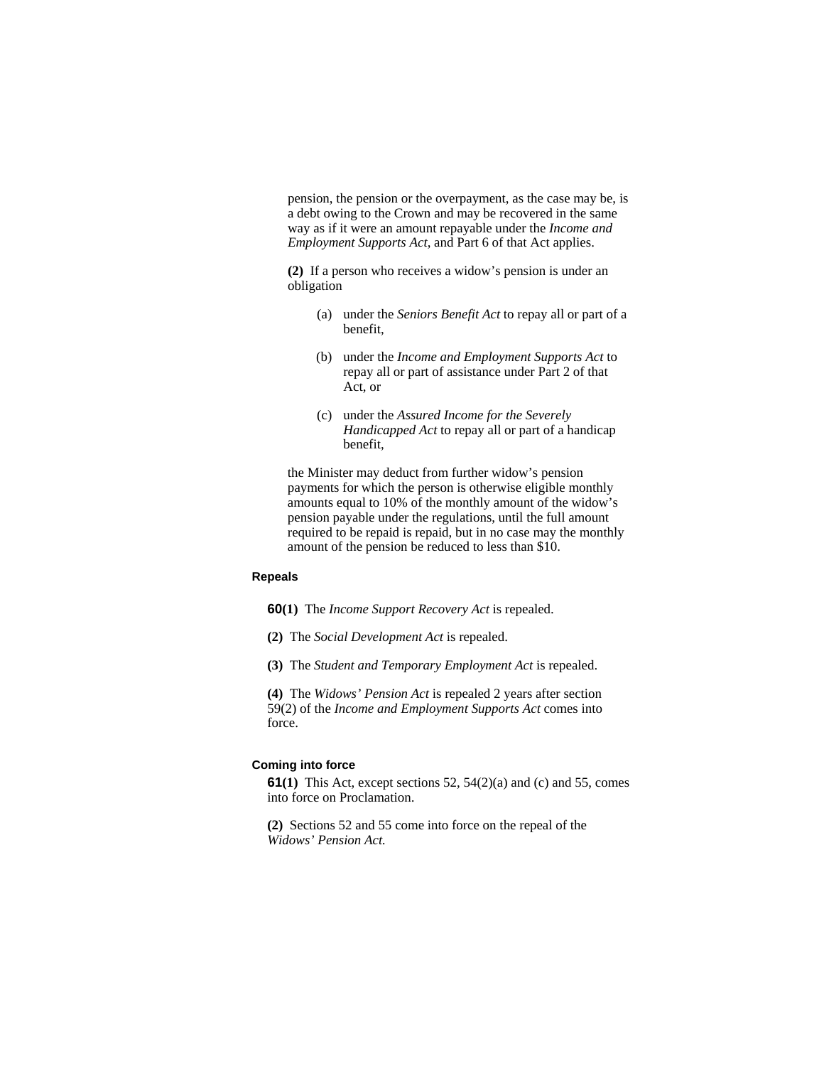pension, the pension or the overpayment, as the case may be, is a debt owing to the Crown and may be recovered in the same way as if it were an amount repayable under the *Income and Employment Supports Act*, and Part 6 of that Act applies.

**(2)** If a person who receives a widow's pension is under an obligation

- (a) under the *Seniors Benefit Act* to repay all or part of a benefit,
- (b) under the *Income and Employment Supports Act* to repay all or part of assistance under Part 2 of that Act, or
- (c) under the *Assured Income for the Severely Handicapped Act* to repay all or part of a handicap benefit,

the Minister may deduct from further widow's pension payments for which the person is otherwise eligible monthly amounts equal to 10% of the monthly amount of the widow's pension payable under the regulations, until the full amount required to be repaid is repaid, but in no case may the monthly amount of the pension be reduced to less than $10.

### Repeals

**60(1)** The *Income Support Recovery Act* is repealed.

**(2)** The *Social Development Act* is repealed.

**(3)** The *Student and Temporary Employment Act* is repealed.

**(4)** The *Widows' Pension Act* is repealed 2 years after section 59(2) of the *Income and Employment Supports Act* comes into force.

### Coming into force

**61(1)** This Act, except sections 52, 54(2)(a) and (c) and 55, comes into force on Proclamation.

**(2)** Sections 52 and 55 come into force on the repeal of the *Widows' Pension Act.*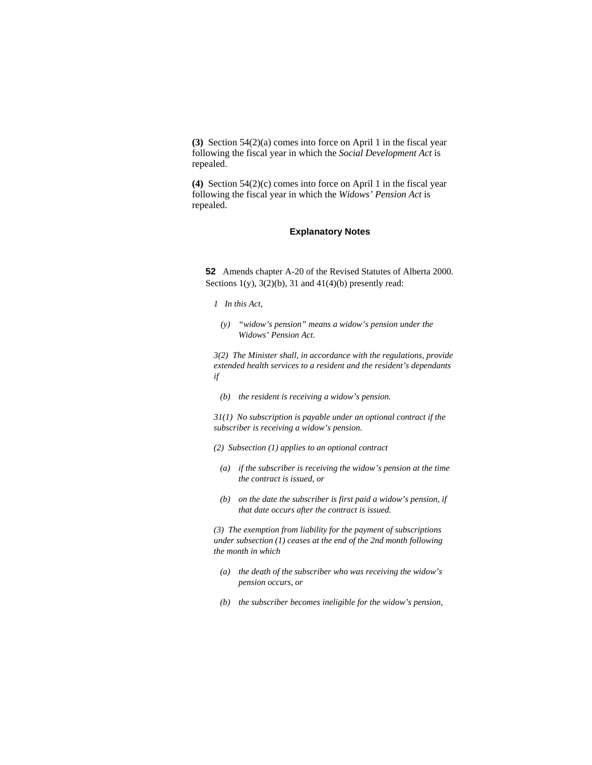**(3)** Section 54(2)(a) comes into force on April 1 in the fiscal year following the fiscal year in which the *Social Development Act* is repealed.

**(4)** Section 54(2)(c) comes into force on April 1 in the fiscal year following the fiscal year in which the *Widows' Pension Act* is repealed.

### Explanatory Notes

**52** Amends chapter A-20 of the Revised Statutes of Alberta 2000. Sections 1(y), 3(2)(b), 31 and 41(4)(b) presently read:

*1 In this Act,*

*(y) "widow's pension" means a widow's pension under the Widows' Pension Act.*

*3(2) The Minister shall, in accordance with the regulations, provide extended health services to a resident and the resident's dependants if*

*(b) the resident is receiving a widow's pension.*

*31(1) No subscription is payable under an optional contract if the subscriber is receiving a widow's pension.*

*(2) Subsection (1) applies to an optional contract*

*(a) if the subscriber is receiving the widow's pension at the time the contract is issued, or*

*(b) on the date the subscriber is first paid a widow's pension, if that date occurs after the contract is issued.*

*(3) The exemption from liability for the payment of subscriptions under subsection (1) ceases at the end of the 2nd month following the month in which*

*(a) the death of the subscriber who was receiving the widow's pension occurs, or*

*(b) the subscriber becomes ineligible for the widow's pension,*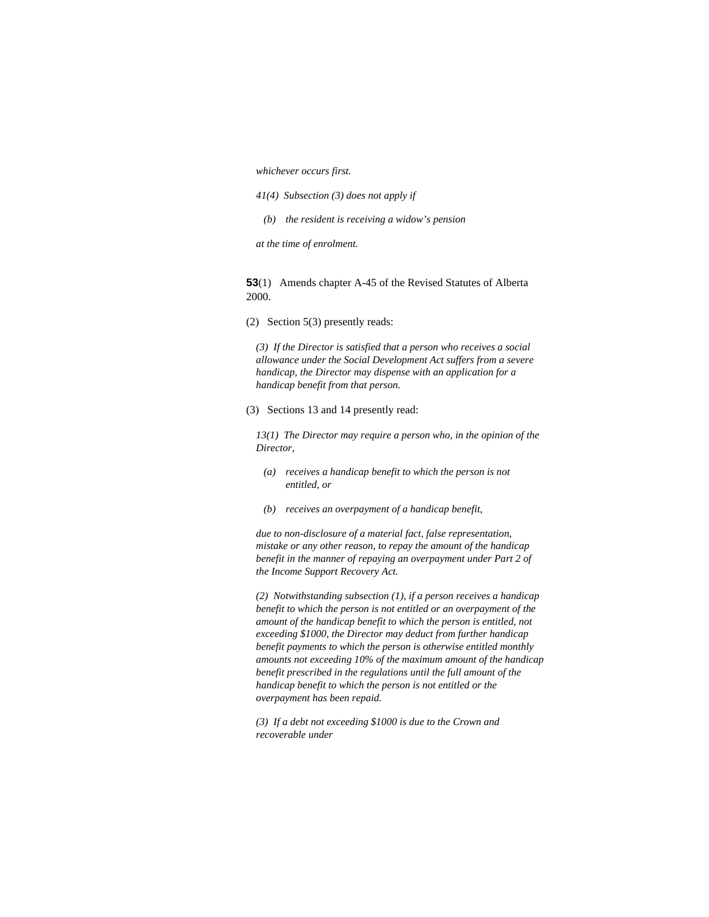*whichever occurs first.*

*41(4) Subsection (3) does not apply if*

*(b) the resident is receiving a widow's pension*

*at the time of enrolment.*

**53**(1) Amends chapter A-45 of the Revised Statutes of Alberta 2000.

(2) Section 5(3) presently reads:

*(3) If the Director is satisfied that a person who receives a social allowance under the Social Development Act suffers from a severe handicap, the Director may dispense with an application for a handicap benefit from that person.*

(3) Sections 13 and 14 presently read:

*13(1) The Director may require a person who, in the opinion of the Director,*

*(a) receives a handicap benefit to which the person is not entitled, or*

*(b) receives an overpayment of a handicap benefit,*

*due to non-disclosure of a material fact, false representation, mistake or any other reason, to repay the amount of the handicap benefit in the manner of repaying an overpayment under Part 2 of the Income Support Recovery Act.*

*(2) Notwithstanding subsection (1), if a person receives a handicap benefit to which the person is not entitled or an overpayment of the amount of the handicap benefit to which the person is entitled, not exceeding $1000, the Director may deduct from further handicap benefit payments to which the person is otherwise entitled monthly amounts not exceeding 10% of the maximum amount of the handicap benefit prescribed in the regulations until the full amount of the handicap benefit to which the person is not entitled or the overpayment has been repaid.*

*(3) If a debt not exceeding $1000 is due to the Crown and recoverable under*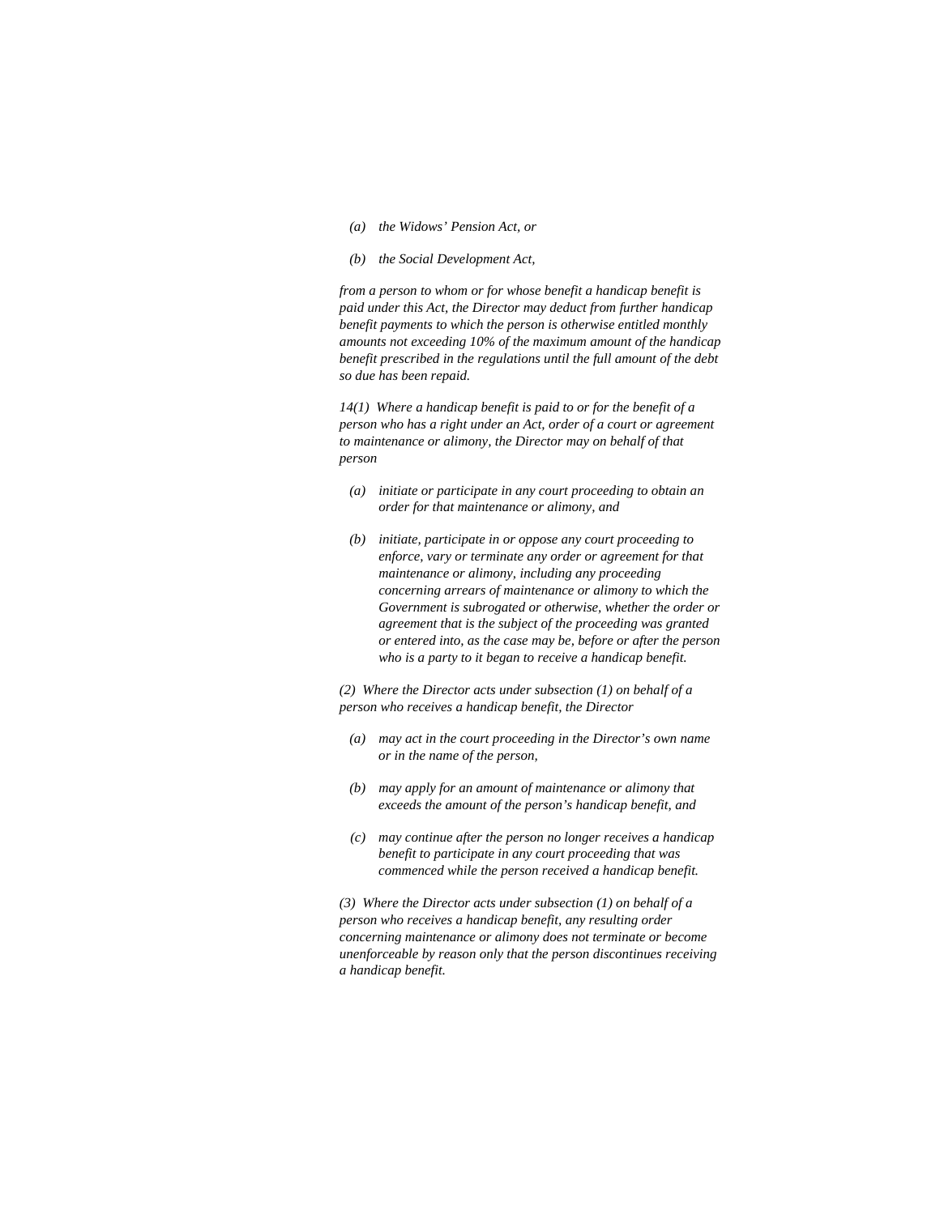*(a) the Widows' Pension Act, or*

*(b) the Social Development Act,*

*from a person to whom or for whose benefit a handicap benefit is paid under this Act, the Director may deduct from further handicap benefit payments to which the person is otherwise entitled monthly amounts not exceeding 10% of the maximum amount of the handicap benefit prescribed in the regulations until the full amount of the debt so due has been repaid.*

*14(1) Where a handicap benefit is paid to or for the benefit of a person who has a right under an Act, order of a court or agreement to maintenance or alimony, the Director may on behalf of that person*

*(a) initiate or participate in any court proceeding to obtain an order for that maintenance or alimony, and*

*(b) initiate, participate in or oppose any court proceeding to enforce, vary or terminate any order or agreement for that maintenance or alimony, including any proceeding concerning arrears of maintenance or alimony to which the Government is subrogated or otherwise, whether the order or agreement that is the subject of the proceeding was granted or entered into, as the case may be, before or after the person who is a party to it began to receive a handicap benefit.*

*(2) Where the Director acts under subsection (1) on behalf of a person who receives a handicap benefit, the Director*

*(a) may act in the court proceeding in the Director's own name or in the name of the person,*

*(b) may apply for an amount of maintenance or alimony that exceeds the amount of the person's handicap benefit, and*

*(c) may continue after the person no longer receives a handicap benefit to participate in any court proceeding that was commenced while the person received a handicap benefit.*

*(3) Where the Director acts under subsection (1) on behalf of a person who receives a handicap benefit, any resulting order concerning maintenance or alimony does not terminate or become unenforceable by reason only that the person discontinues receiving a handicap benefit.*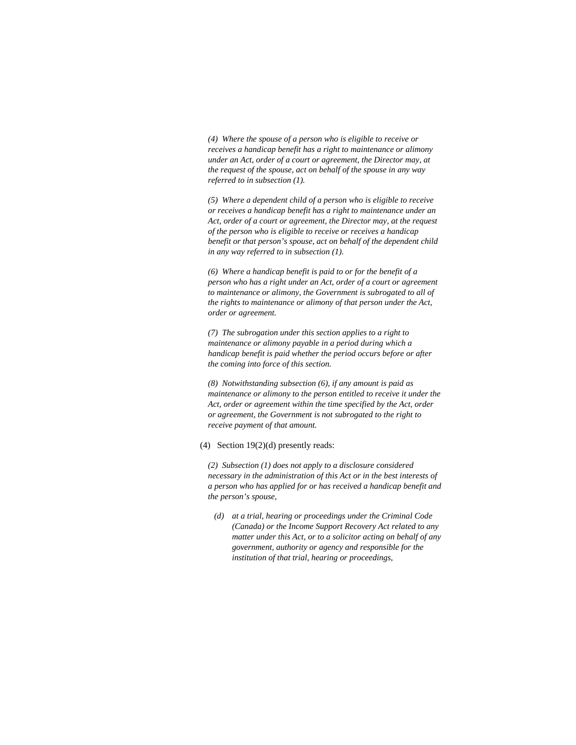*(4) Where the spouse of a person who is eligible to receive or receives a handicap benefit has a right to maintenance or alimony under an Act, order of a court or agreement, the Director may, at the request of the spouse, act on behalf of the spouse in any way referred to in subsection (1).*

*(5) Where a dependent child of a person who is eligible to receive or receives a handicap benefit has a right to maintenance under an Act, order of a court or agreement, the Director may, at the request of the person who is eligible to receive or receives a handicap benefit or that person's spouse, act on behalf of the dependent child in any way referred to in subsection (1).*

*(6) Where a handicap benefit is paid to or for the benefit of a person who has a right under an Act, order of a court or agreement to maintenance or alimony, the Government is subrogated to all of the rights to maintenance or alimony of that person under the Act, order or agreement.*

*(7) The subrogation under this section applies to a right to maintenance or alimony payable in a period during which a handicap benefit is paid whether the period occurs before or after the coming into force of this section.*

*(8) Notwithstanding subsection (6), if any amount is paid as maintenance or alimony to the person entitled to receive it under the Act, order or agreement within the time specified by the Act, order or agreement, the Government is not subrogated to the right to receive payment of that amount.*

(4) Section 19(2)(d) presently reads:

*(2) Subsection (1) does not apply to a disclosure considered necessary in the administration of this Act or in the best interests of a person who has applied for or has received a handicap benefit and the person's spouse,*

*(d) at a trial, hearing or proceedings under the Criminal Code (Canada) or the Income Support Recovery Act related to any matter under this Act, or to a solicitor acting on behalf of any government, authority or agency and responsible for the institution of that trial, hearing or proceedings,*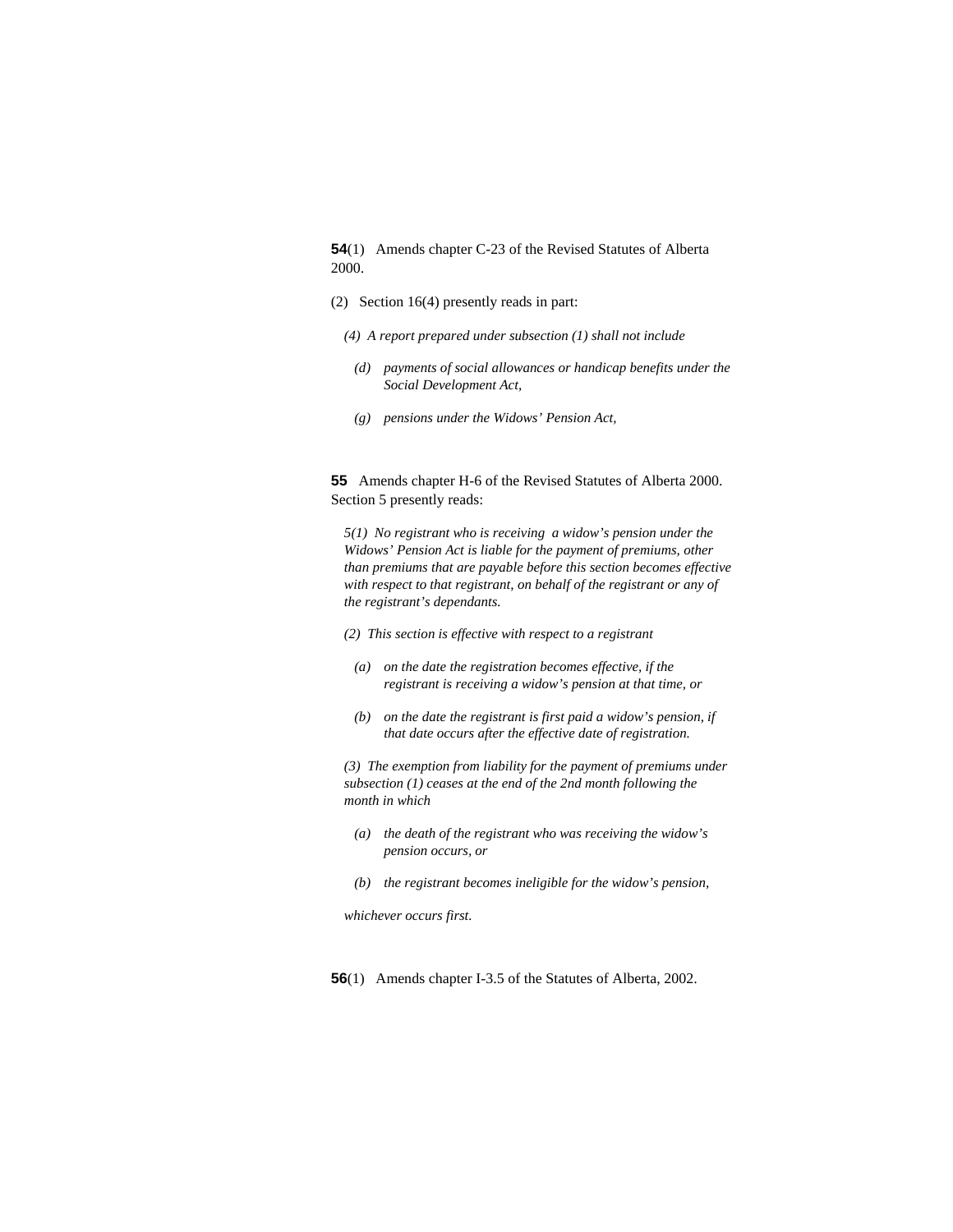**54**(1) Amends chapter C-23 of the Revised Statutes of Alberta 2000.

(2) Section 16(4) presently reads in part:

*(4) A report prepared under subsection (1) shall not include*

*(d) payments of social allowances or handicap benefits under the Social Development Act,*

*(g) pensions under the Widows' Pension Act,*

**55** Amends chapter H-6 of the Revised Statutes of Alberta 2000. Section 5 presently reads:

*5(1) No registrant who is receiving a widow's pension under the Widows' Pension Act is liable for the payment of premiums, other than premiums that are payable before this section becomes effective with respect to that registrant, on behalf of the registrant or any of the registrant's dependants.*

*(2) This section is effective with respect to a registrant*

*(a) on the date the registration becomes effective, if the registrant is receiving a widow's pension at that time, or*

*(b) on the date the registrant is first paid a widow's pension, if that date occurs after the effective date of registration.*

*(3) The exemption from liability for the payment of premiums under subsection (1) ceases at the end of the 2nd month following the month in which*

*(a) the death of the registrant who was receiving the widow's pension occurs, or*

*(b) the registrant becomes ineligible for the widow's pension,*

*whichever occurs first.*

**56**(1) Amends chapter I-3.5 of the Statutes of Alberta, 2002.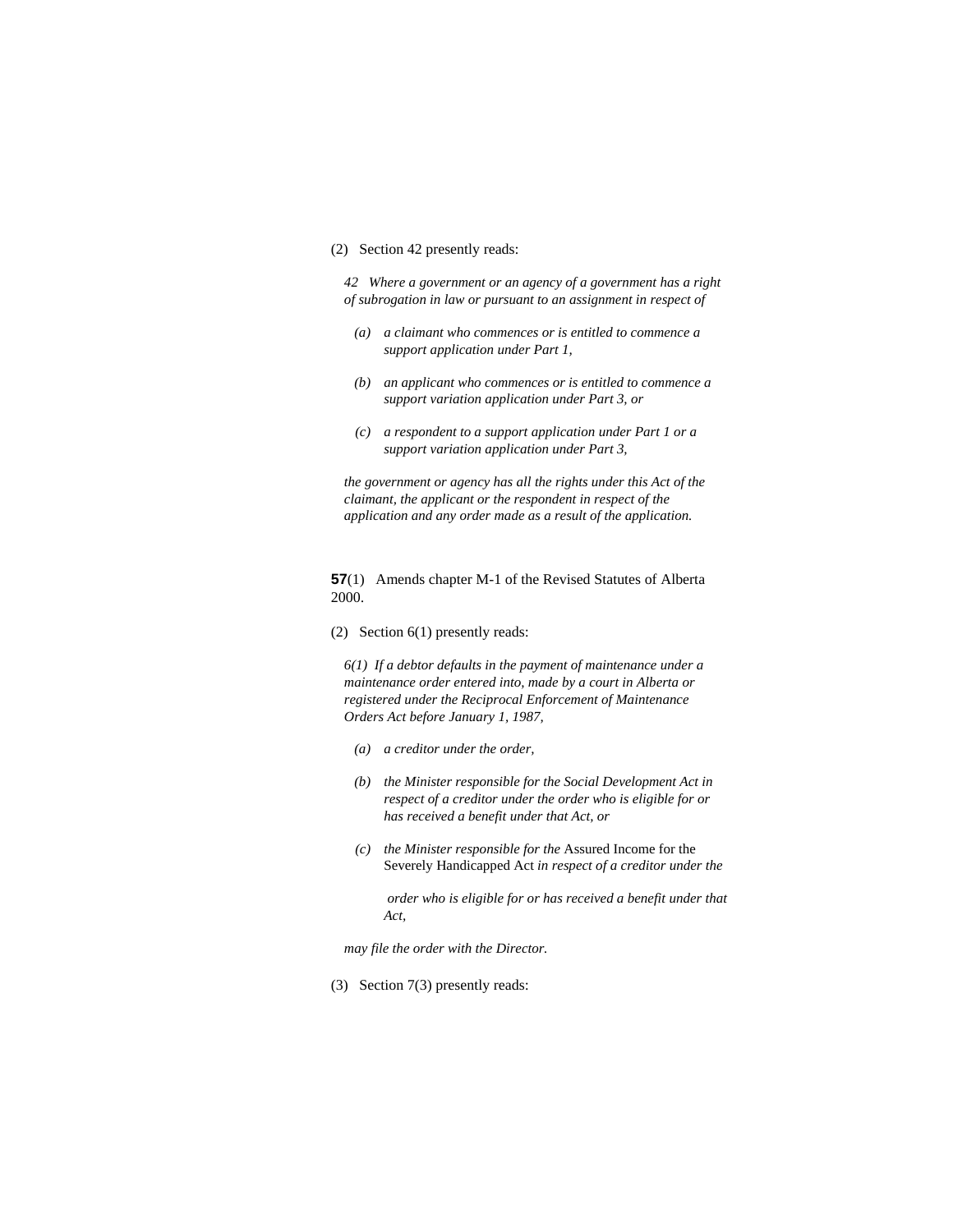(2) Section 42 presently reads:

*42 Where a government or an agency of a government has a right of subrogation in law or pursuant to an assignment in respect of*

*(a) a claimant who commences or is entitled to commence a support application under Part 1,*

*(b) an applicant who commences or is entitled to commence a support variation application under Part 3, or*

*(c) a respondent to a support application under Part 1 or a support variation application under Part 3,*

*the government or agency has all the rights under this Act of the claimant, the applicant or the respondent in respect of the application and any order made as a result of the application.*

**57**(1) Amends chapter M-1 of the Revised Statutes of Alberta 2000.

(2) Section 6(1) presently reads:

*6(1) If a debtor defaults in the payment of maintenance under a maintenance order entered into, made by a court in Alberta or registered under the Reciprocal Enforcement of Maintenance Orders Act before January 1, 1987,*

*(a) a creditor under the order,*

*(b) the Minister responsible for the Social Development Act in respect of a creditor under the order who is eligible for or has received a benefit under that Act, or*

*(c) the Minister responsible for the* Assured Income for the Severely Handicapped Act *in respect of a creditor under the order who is eligible for or has received a benefit under that Act,*

*may file the order with the Director.*

(3) Section 7(3) presently reads: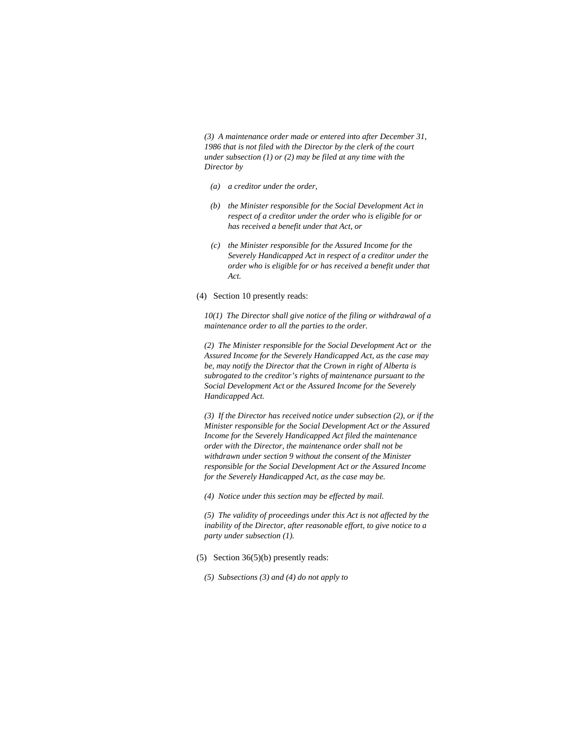*(3) A maintenance order made or entered into after December 31, 1986 that is not filed with the Director by the clerk of the court under subsection (1) or (2) may be filed at any time with the Director by*

> *(a) a creditor under the order,*
>
> *(b) the Minister responsible for the Social Development Act in respect of a creditor under the order who is eligible for or has received a benefit under that Act, or*
>
> *(c) the Minister responsible for the Assured Income for the Severely Handicapped Act in respect of a creditor under the order who is eligible for or has received a benefit under that Act.*

(4) Section 10 presently reads:

*10(1) The Director shall give notice of the filing or withdrawal of a maintenance order to all the parties to the order.*

*(2) The Minister responsible for the Social Development Act or the Assured Income for the Severely Handicapped Act, as the case may be, may notify the Director that the Crown in right of Alberta is subrogated to the creditor's rights of maintenance pursuant to the Social Development Act or the Assured Income for the Severely Handicapped Act.*

*(3) If the Director has received notice under subsection (2), or if the Minister responsible for the Social Development Act or the Assured Income for the Severely Handicapped Act filed the maintenance order with the Director, the maintenance order shall not be withdrawn under section 9 without the consent of the Minister responsible for the Social Development Act or the Assured Income for the Severely Handicapped Act, as the case may be.*

*(4) Notice under this section may be effected by mail.*

*(5) The validity of proceedings under this Act is not affected by the inability of the Director, after reasonable effort, to give notice to a party under subsection (1).*

(5) Section 36(5)(b) presently reads:

*(5) Subsections (3) and (4) do not apply to*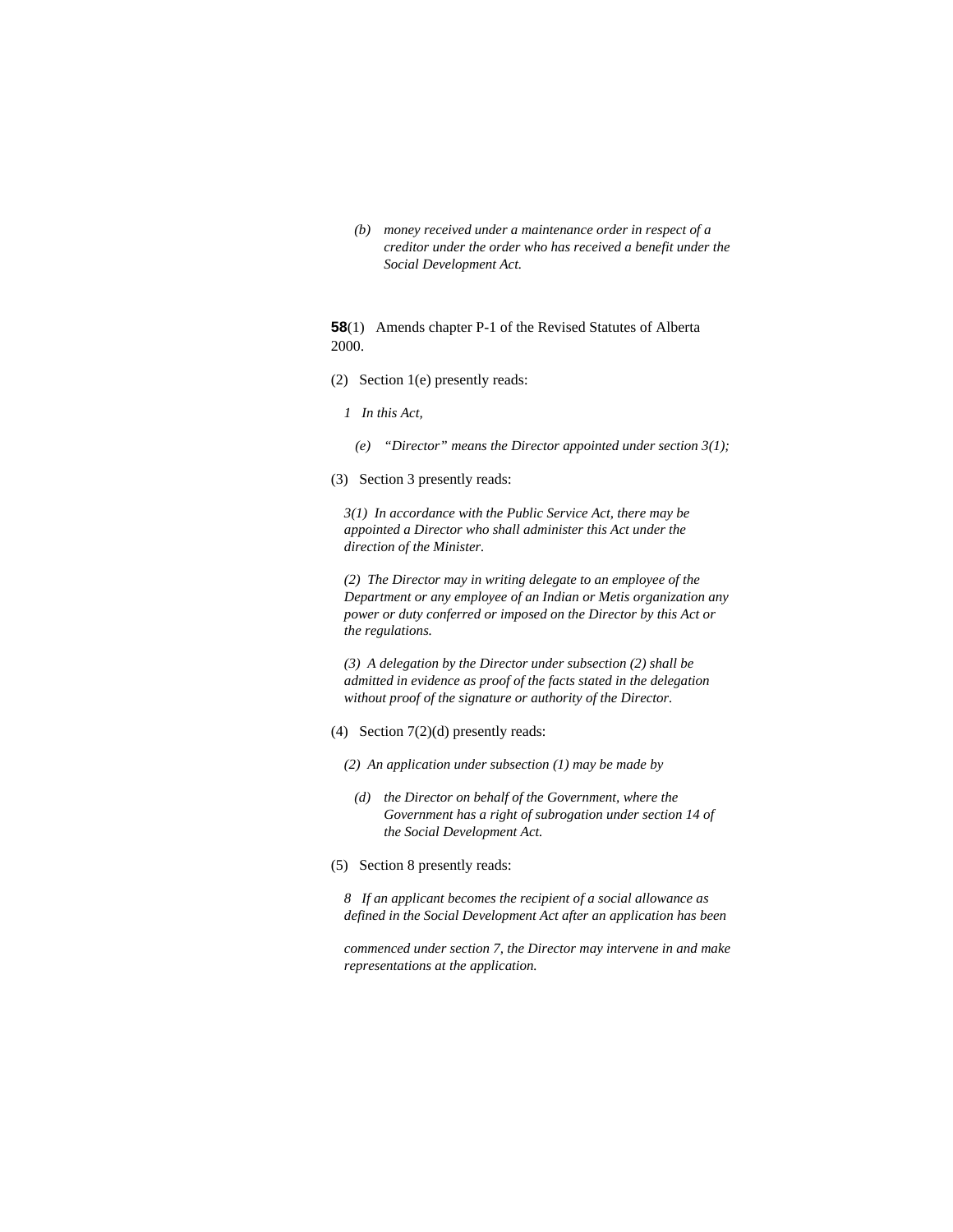*(b) money received under a maintenance order in respect of a creditor under the order who has received a benefit under the Social Development Act.*

**58**(1) Amends chapter P-1 of the Revised Statutes of Alberta 2000.

(2) Section 1(e) presently reads:

*1 In this Act,*

*(e) "Director" means the Director appointed under section 3(1);*

(3) Section 3 presently reads:

*3(1) In accordance with the Public Service Act, there may be appointed a Director who shall administer this Act under the direction of the Minister.*

*(2) The Director may in writing delegate to an employee of the Department or any employee of an Indian or Metis organization any power or duty conferred or imposed on the Director by this Act or the regulations.*

*(3) A delegation by the Director under subsection (2) shall be admitted in evidence as proof of the facts stated in the delegation without proof of the signature or authority of the Director.*

(4) Section 7(2)(d) presently reads:

*(2) An application under subsection (1) may be made by*

*(d) the Director on behalf of the Government, where the Government has a right of subrogation under section 14 of the Social Development Act.*

(5) Section 8 presently reads:

*8 If an applicant becomes the recipient of a social allowance as defined in the Social Development Act after an application has been commenced under section 7, the Director may intervene in and make representations at the application.*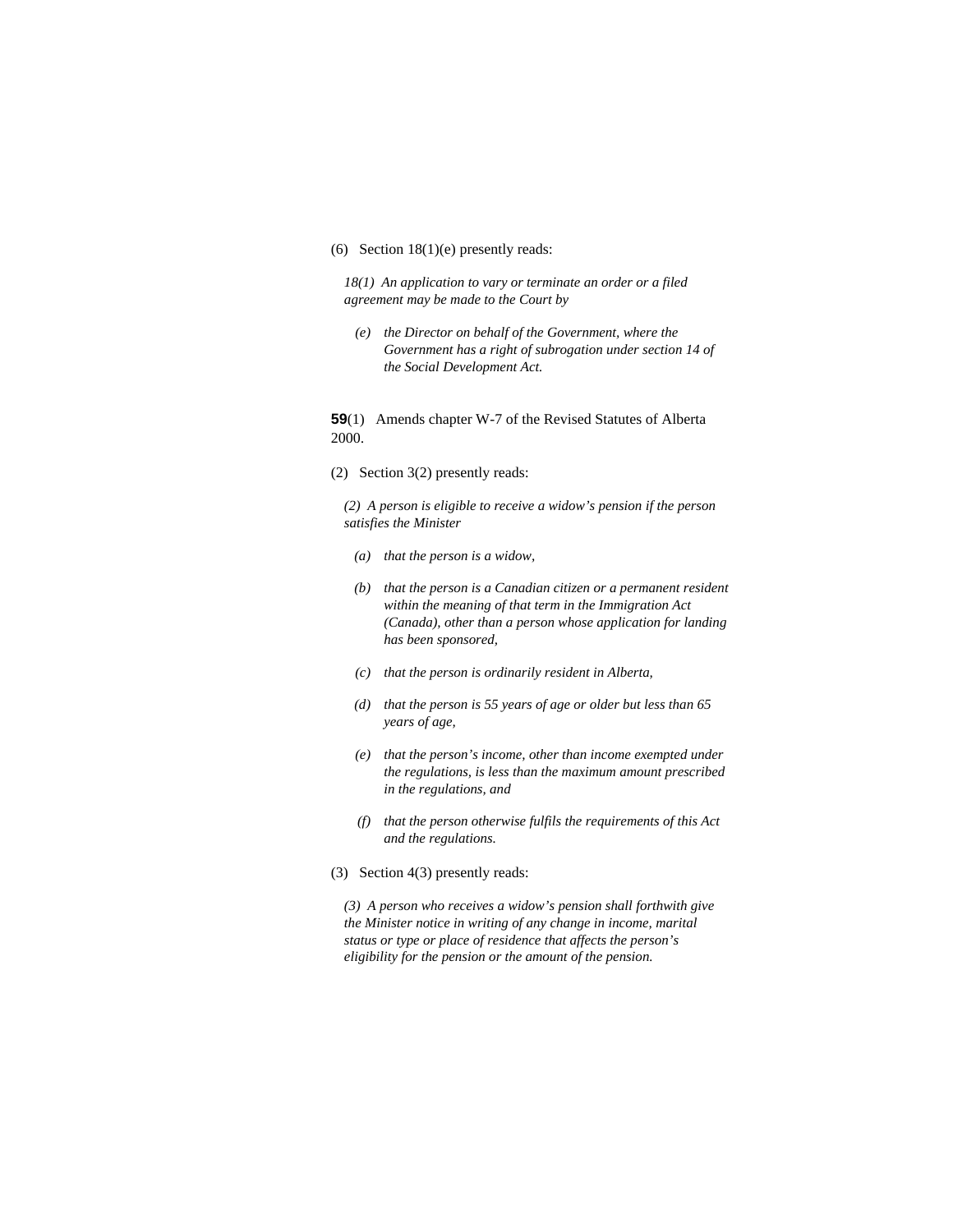(6) Section 18(1)(e) presently reads:

*18(1) An application to vary or terminate an order or a filed agreement may be made to the Court by*

*(e) the Director on behalf of the Government, where the Government has a right of subrogation under section 14 of the Social Development Act.*

**59**(1) Amends chapter W-7 of the Revised Statutes of Alberta 2000.

(2) Section 3(2) presently reads:

*(2) A person is eligible to receive a widow's pension if the person satisfies the Minister*

*(a) that the person is a widow,*

*(b) that the person is a Canadian citizen or a permanent resident within the meaning of that term in the Immigration Act (Canada), other than a person whose application for landing has been sponsored,*

*(c) that the person is ordinarily resident in Alberta,*

*(d) that the person is 55 years of age or older but less than 65 years of age,*

*(e) that the person's income, other than income exempted under the regulations, is less than the maximum amount prescribed in the regulations, and*

*(f) that the person otherwise fulfils the requirements of this Act and the regulations.*

(3) Section 4(3) presently reads:

*(3) A person who receives a widow's pension shall forthwith give the Minister notice in writing of any change in income, marital status or type or place of residence that affects the person's eligibility for the pension or the amount of the pension.*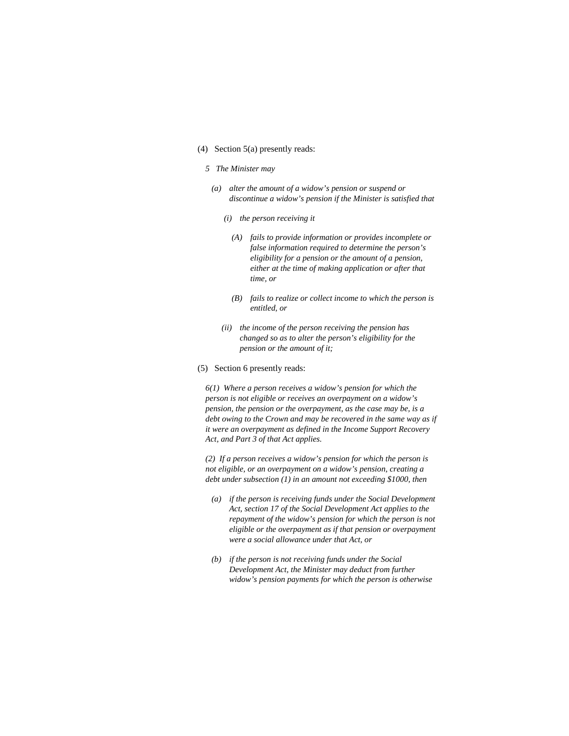(4) Section 5(a) presently reads:

*5 The Minister may*

*(a) alter the amount of a widow's pension or suspend or discontinue a widow's pension if the Minister is satisfied that*

*(i) the person receiving it*

*(A) fails to provide information or provides incomplete or false information required to determine the person's eligibility for a pension or the amount of a pension, either at the time of making application or after that time, or*

*(B) fails to realize or collect income to which the person is entitled, or*

*(ii) the income of the person receiving the pension has changed so as to alter the person's eligibility for the pension or the amount of it;*

(5) Section 6 presently reads:

*6(1) Where a person receives a widow's pension for which the person is not eligible or receives an overpayment on a widow's pension, the pension or the overpayment, as the case may be, is a debt owing to the Crown and may be recovered in the same way as if it were an overpayment as defined in the Income Support Recovery Act, and Part 3 of that Act applies.*

*(2) If a person receives a widow's pension for which the person is not eligible, or an overpayment on a widow's pension, creating a debt under subsection (1) in an amount not exceeding $1000, then*

*(a) if the person is receiving funds under the Social Development Act, section 17 of the Social Development Act applies to the repayment of the widow's pension for which the person is not eligible or the overpayment as if that pension or overpayment were a social allowance under that Act, or*

*(b) if the person is not receiving funds under the Social Development Act, the Minister may deduct from further widow's pension payments for which the person is otherwise*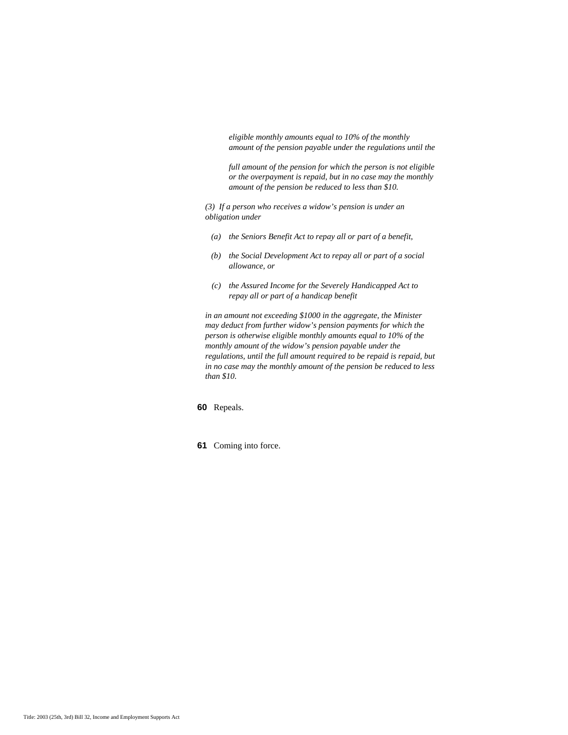*eligible monthly amounts equal to 10% of the monthly amount of the pension payable under the regulations until the*

*full amount of the pension for which the person is not eligible or the overpayment is repaid, but in no case may the monthly amount of the pension be reduced to less than $10.*

*(3) If a person who receives a widow's pension is under an obligation under*

*(a) the Seniors Benefit Act to repay all or part of a benefit,*

*(b) the Social Development Act to repay all or part of a social allowance, or*

*(c) the Assured Income for the Severely Handicapped Act to repay all or part of a handicap benefit*

*in an amount not exceeding $1000 in the aggregate, the Minister may deduct from further widow's pension payments for which the person is otherwise eligible monthly amounts equal to 10% of the monthly amount of the widow's pension payable under the regulations, until the full amount required to be repaid is repaid, but in no case may the monthly amount of the pension be reduced to less than $10.*

**60** Repeals.

**61** Coming into force.